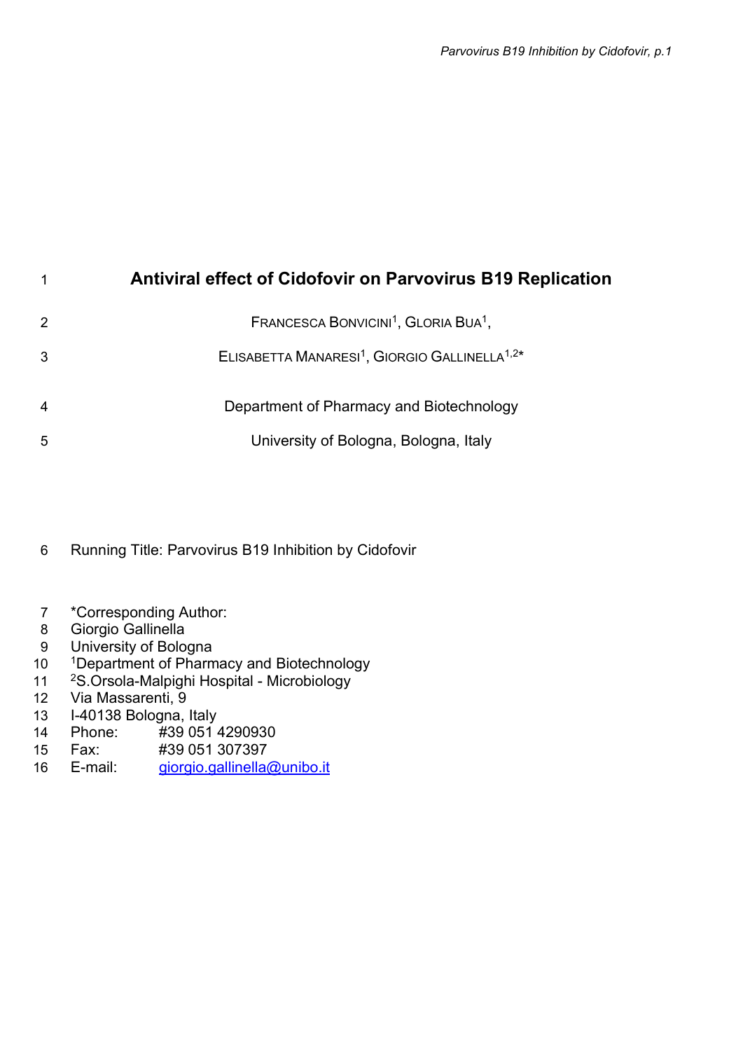# Antiviral effect of Cidofovir on Parvovirus B19 Replication

Francesca Bonvicini[1], Gloria Bua[1],

Elisabetta Manaresi[1], Giorgio Gallinella[1,2]*

Department of Pharmacy and Biotechnology

University of Bologna, Bologna, Italy

Running Title: Parvovirus B19 Inhibition by Cidofovir

*Corresponding Author:
Giorgio Gallinella
University of Bologna
[1]Department of Pharmacy and Biotechnology
[2]S.Orsola-Malpighi Hospital - Microbiology
Via Massarenti, 9
I-40138 Bologna, Italy
Phone: #39 051 4290930
Fax: #39 051 307397
E-mail: giorgio.gallinella@unibo.it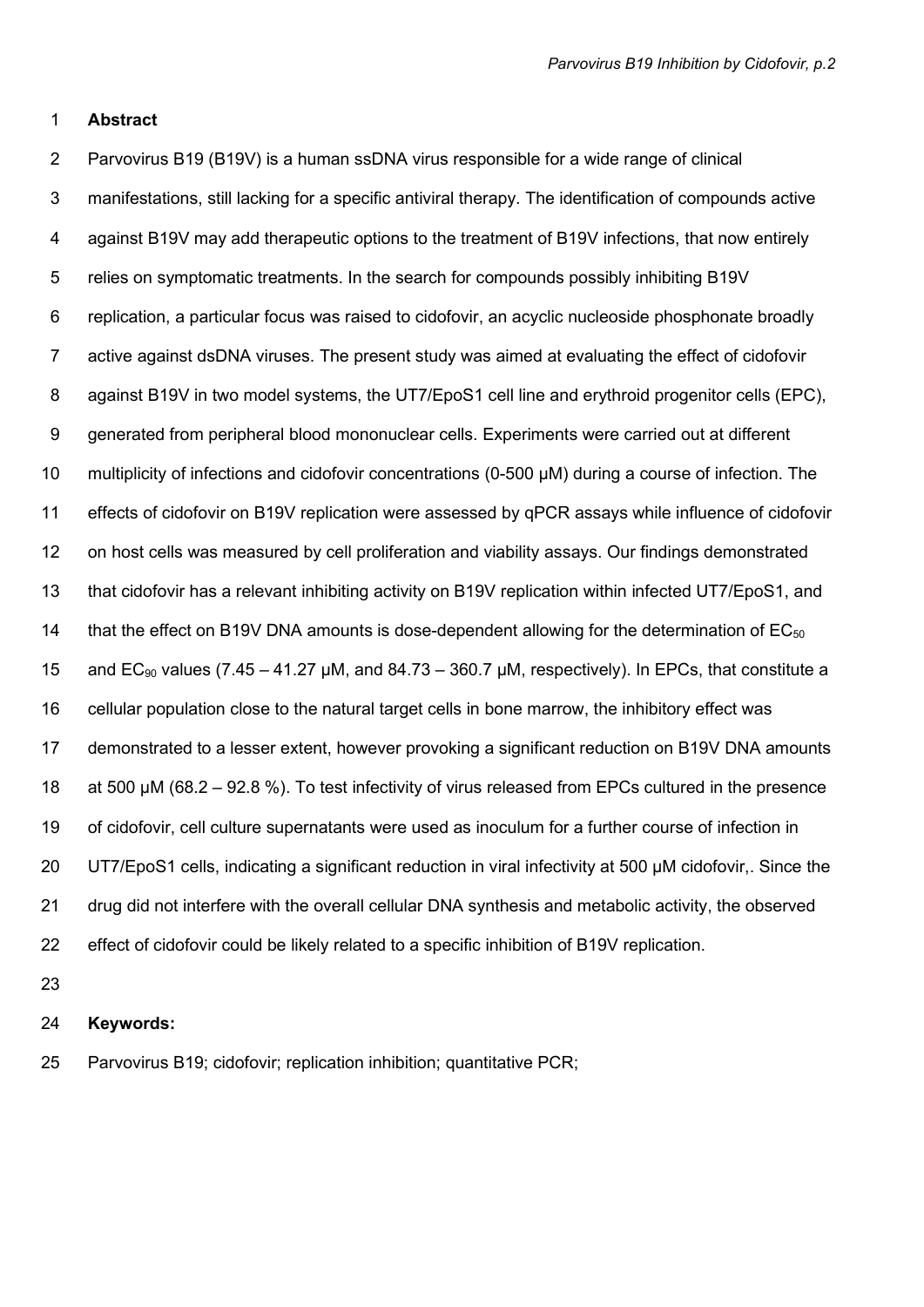## Abstract

Parvovirus B19 (B19V) is a human ssDNA virus responsible for a wide range of clinical manifestations, still lacking for a specific antiviral therapy. The identification of compounds active against B19V may add therapeutic options to the treatment of B19V infections, that now entirely relies on symptomatic treatments. In the search for compounds possibly inhibiting B19V replication, a particular focus was raised to cidofovir, an acyclic nucleoside phosphonate broadly active against dsDNA viruses. The present study was aimed at evaluating the effect of cidofovir against B19V in two model systems, the UT7/EpoS1 cell line and erythroid progenitor cells (EPC), generated from peripheral blood mononuclear cells. Experiments were carried out at different multiplicity of infections and cidofovir concentrations (0-500 μM) during a course of infection. The effects of cidofovir on B19V replication were assessed by qPCR assays while influence of cidofovir on host cells was measured by cell proliferation and viability assays. Our findings demonstrated that cidofovir has a relevant inhibiting activity on B19V replication within infected UT7/EpoS1, and that the effect on B19V DNA amounts is dose-dependent allowing for the determination of $EC_{50}$ and $EC_{90}$ values (7.45 – 41.27 μM, and 84.73 – 360.7 μM, respectively). In EPCs, that constitute a cellular population close to the natural target cells in bone marrow, the inhibitory effect was demonstrated to a lesser extent, however provoking a significant reduction on B19V DNA amounts at 500 μM (68.2 – 92.8 %). To test infectivity of virus released from EPCs cultured in the presence of cidofovir, cell culture supernatants were used as inoculum for a further course of infection in UT7/EpoS1 cells, indicating a significant reduction in viral infectivity at 500 μM cidofovir,. Since the drug did not interfere with the overall cellular DNA synthesis and metabolic activity, the observed effect of cidofovir could be likely related to a specific inhibition of B19V replication.

**Keywords:**

Parvovirus B19; cidofovir; replication inhibition; quantitative PCR;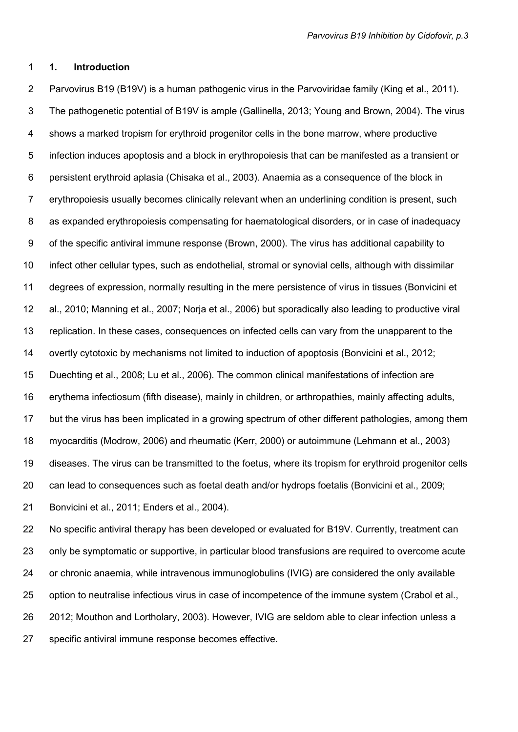## 1. Introduction

Parvovirus B19 (B19V) is a human pathogenic virus in the Parvoviridae family (King et al., 2011). The pathogenetic potential of B19V is ample (Gallinella, 2013; Young and Brown, 2004). The virus shows a marked tropism for erythroid progenitor cells in the bone marrow, where productive infection induces apoptosis and a block in erythropoiesis that can be manifested as a transient or persistent erythroid aplasia (Chisaka et al., 2003). Anaemia as a consequence of the block in erythropoiesis usually becomes clinically relevant when an underlining condition is present, such as expanded erythropoiesis compensating for haematological disorders, or in case of inadequacy of the specific antiviral immune response (Brown, 2000). The virus has additional capability to infect other cellular types, such as endothelial, stromal or synovial cells, although with dissimilar degrees of expression, normally resulting in the mere persistence of virus in tissues (Bonvicini et al., 2010; Manning et al., 2007; Norja et al., 2006) but sporadically also leading to productive viral replication. In these cases, consequences on infected cells can vary from the unapparent to the overtly cytotoxic by mechanisms not limited to induction of apoptosis (Bonvicini et al., 2012; Duechting et al., 2008; Lu et al., 2006). The common clinical manifestations of infection are erythema infectiosum (fifth disease), mainly in children, or arthropathies, mainly affecting adults, but the virus has been implicated in a growing spectrum of other different pathologies, among them myocarditis (Modrow, 2006) and rheumatic (Kerr, 2000) or autoimmune (Lehmann et al., 2003) diseases. The virus can be transmitted to the foetus, where its tropism for erythroid progenitor cells can lead to consequences such as foetal death and/or hydrops foetalis (Bonvicini et al., 2009; Bonvicini et al., 2011; Enders et al., 2004).

No specific antiviral therapy has been developed or evaluated for B19V. Currently, treatment can only be symptomatic or supportive, in particular blood transfusions are required to overcome acute or chronic anaemia, while intravenous immunoglobulins (IVIG) are considered the only available option to neutralise infectious virus in case of incompetence of the immune system (Crabol et al., 2012; Mouthon and Lortholary, 2003). However, IVIG are seldom able to clear infection unless a specific antiviral immune response becomes effective.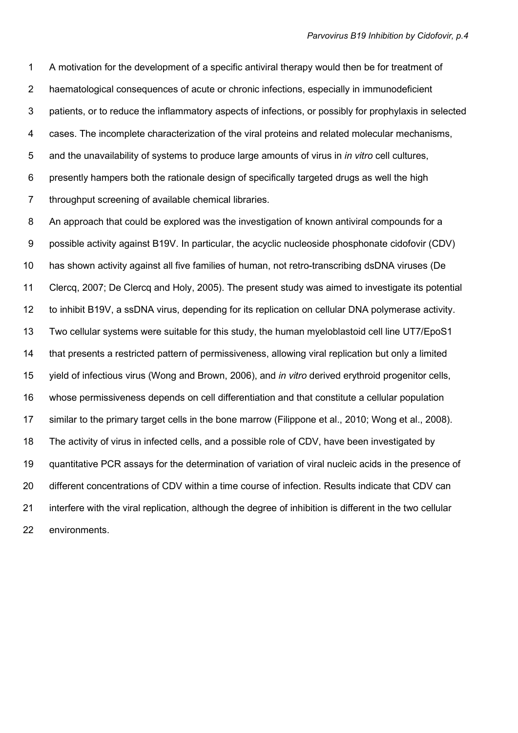A motivation for the development of a specific antiviral therapy would then be for treatment of haematological consequences of acute or chronic infections, especially in immunodeficient patients, or to reduce the inflammatory aspects of infections, or possibly for prophylaxis in selected cases. The incomplete characterization of the viral proteins and related molecular mechanisms, and the unavailability of systems to produce large amounts of virus in *in vitro* cell cultures, presently hampers both the rationale design of specifically targeted drugs as well the high throughput screening of available chemical libraries.

An approach that could be explored was the investigation of known antiviral compounds for a possible activity against B19V. In particular, the acyclic nucleoside phosphonate cidofovir (CDV) has shown activity against all five families of human, not retro-transcribing dsDNA viruses (De Clercq, 2007; De Clercq and Holy, 2005). The present study was aimed to investigate its potential to inhibit B19V, a ssDNA virus, depending for its replication on cellular DNA polymerase activity. Two cellular systems were suitable for this study, the human myeloblastoid cell line UT7/EpoS1 that presents a restricted pattern of permissiveness, allowing viral replication but only a limited yield of infectious virus (Wong and Brown, 2006), and *in vitro* derived erythroid progenitor cells, whose permissiveness depends on cell differentiation and that constitute a cellular population similar to the primary target cells in the bone marrow (Filippone et al., 2010; Wong et al., 2008). The activity of virus in infected cells, and a possible role of CDV, have been investigated by quantitative PCR assays for the determination of variation of viral nucleic acids in the presence of different concentrations of CDV within a time course of infection. Results indicate that CDV can interfere with the viral replication, although the degree of inhibition is different in the two cellular environments.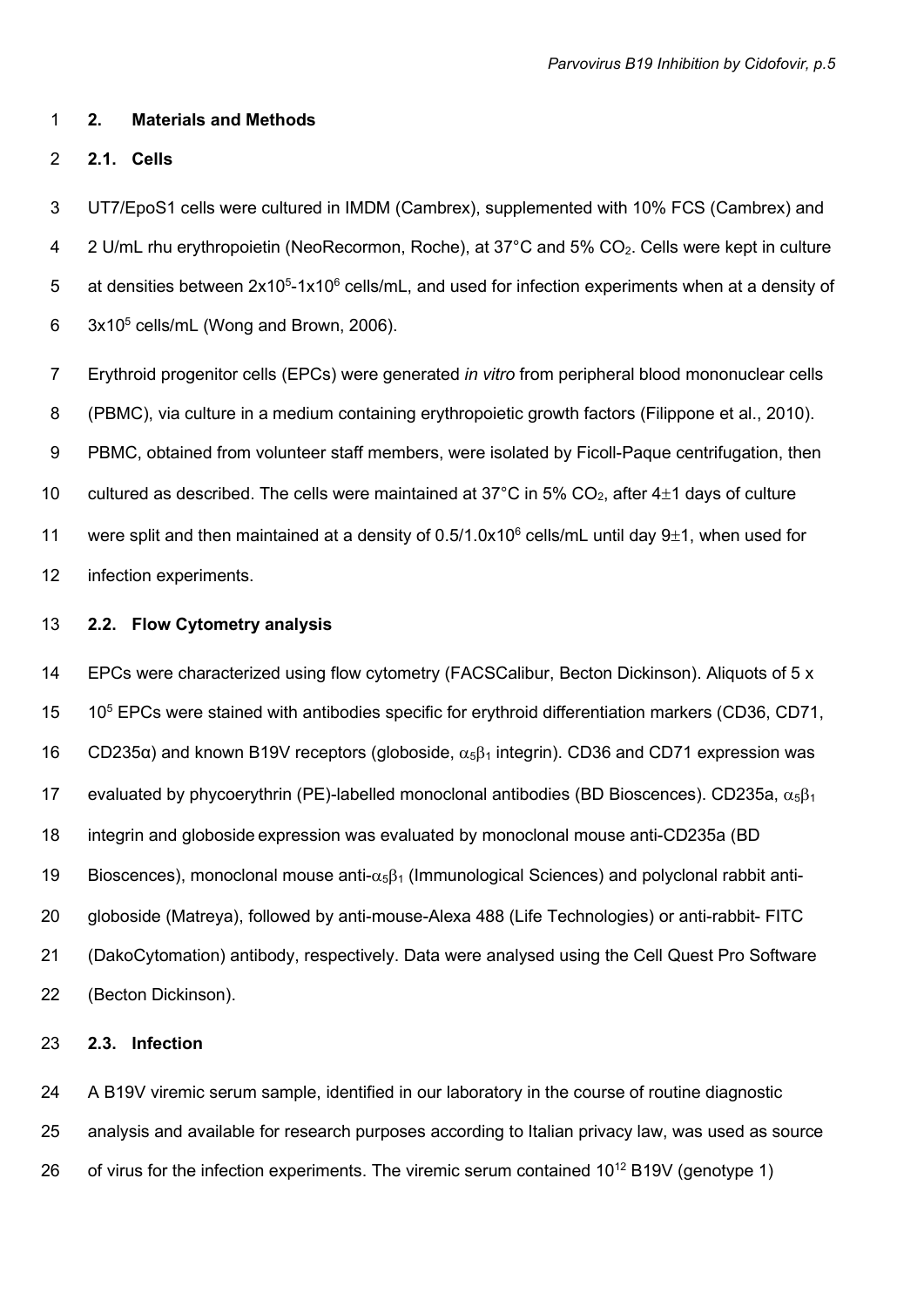## 2. Materials and Methods

### 2.1. Cells

UT7/EpoS1 cells were cultured in IMDM (Cambrex), supplemented with 10% FCS (Cambrex) and 2 U/mL rhu erythropoietin (NeoRecormon, Roche), at 37°C and 5% $CO_2$. Cells were kept in culture at densities between $2x10^5$-$1x10^6$ cells/mL, and used for infection experiments when at a density of $3x10^5$ cells/mL (Wong and Brown, 2006).

Erythroid progenitor cells (EPCs) were generated *in vitro* from peripheral blood mononuclear cells (PBMC), via culture in a medium containing erythropoietic growth factors (Filippone et al., 2010). PBMC, obtained from volunteer staff members, were isolated by Ficoll-Paque centrifugation, then cultured as described. The cells were maintained at 37°C in 5% $CO_2$, after 4±1 days of culture were split and then maintained at a density of $0.5/1.0x10^6$ cells/mL until day 9±1, when used for infection experiments.

### 2.2. Flow Cytometry analysis

EPCs were characterized using flow cytometry (FACSCalibur, Becton Dickinson). Aliquots of 5 x $10^5$ EPCs were stained with antibodies specific for erythroid differentiation markers (CD36, CD71, CD235α) and known B19V receptors (globoside, $\alpha_5\beta_1$ integrin). CD36 and CD71 expression was evaluated by phycoerythrin (PE)-labelled monoclonal antibodies (BD Bioscences). CD235a, $\alpha_5\beta_1$ integrin and globoside expression was evaluated by monoclonal mouse anti-CD235a (BD Bioscences), monoclonal mouse anti-$\alpha_5\beta_1$ (Immunological Sciences) and polyclonal rabbit anti-globoside (Matreya), followed by anti-mouse-Alexa 488 (Life Technologies) or anti-rabbit- FITC (DakoCytomation) antibody, respectively. Data were analysed using the Cell Quest Pro Software (Becton Dickinson).

### 2.3. Infection

A B19V viremic serum sample, identified in our laboratory in the course of routine diagnostic analysis and available for research purposes according to Italian privacy law, was used as source of virus for the infection experiments. The viremic serum contained $10^{12}$ B19V (genotype 1)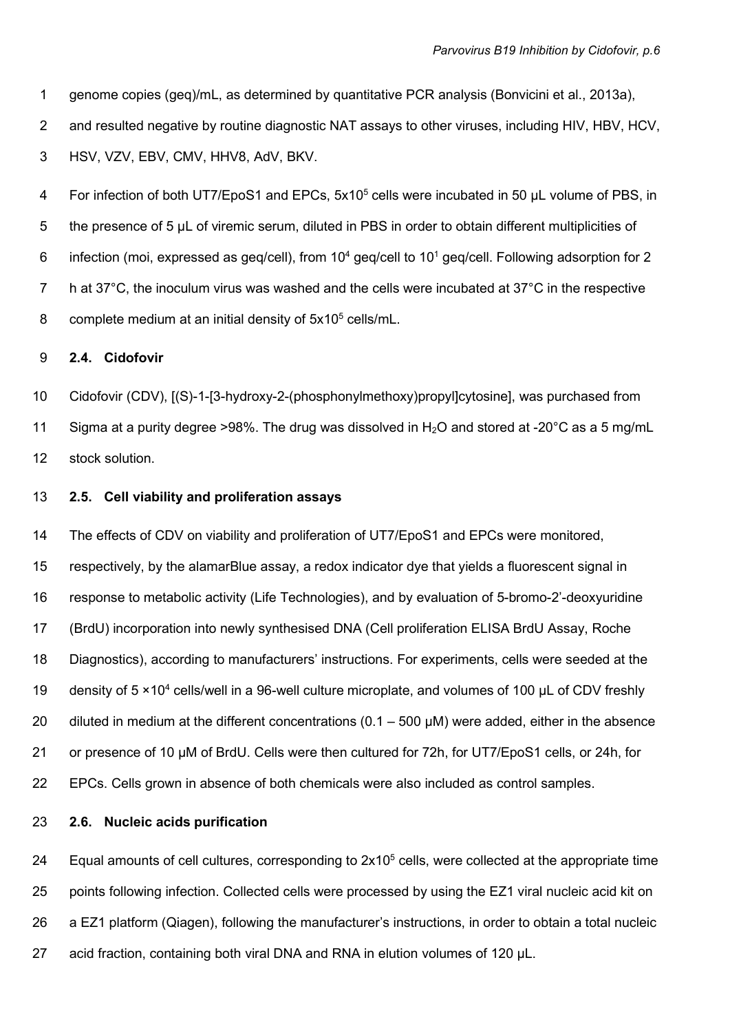genome copies (geq)/mL, as determined by quantitative PCR analysis (Bonvicini et al., 2013a), and resulted negative by routine diagnostic NAT assays to other viruses, including HIV, HBV, HCV, HSV, VZV, EBV, CMV, HHV8, AdV, BKV.

For infection of both UT7/EpoS1 and EPCs, $5 \times 10^5$ cells were incubated in 50 µL volume of PBS, in the presence of 5 µL of viremic serum, diluted in PBS in order to obtain different multiplicities of infection (moi, expressed as geq/cell), from $10^4$ geq/cell to $10^1$ geq/cell. Following adsorption for 2 h at 37°C, the inoculum virus was washed and the cells were incubated at 37°C in the respective complete medium at an initial density of $5 \times 10^5$ cells/mL.

## 2.4. Cidofovir

Cidofovir (CDV), [(S)-1-[3-hydroxy-2-(phosphonylmethoxy)propyl]cytosine], was purchased from Sigma at a purity degree >98%. The drug was dissolved in $H_2O$ and stored at -20°C as a 5 mg/mL stock solution.

## 2.5. Cell viability and proliferation assays

The effects of CDV on viability and proliferation of UT7/EpoS1 and EPCs were monitored, respectively, by the alamarBlue assay, a redox indicator dye that yields a fluorescent signal in response to metabolic activity (Life Technologies), and by evaluation of 5-bromo-2'-deoxyuridine (BrdU) incorporation into newly synthesised DNA (Cell proliferation ELISA BrdU Assay, Roche Diagnostics), according to manufacturers' instructions. For experiments, cells were seeded at the density of $5 \times 10^4$ cells/well in a 96-well culture microplate, and volumes of 100 µL of CDV freshly diluted in medium at the different concentrations (0.1 – 500 µM) were added, either in the absence or presence of 10 µM of BrdU. Cells were then cultured for 72h, for UT7/EpoS1 cells, or 24h, for EPCs. Cells grown in absence of both chemicals were also included as control samples.

## 2.6. Nucleic acids purification

Equal amounts of cell cultures, corresponding to $2 \times 10^5$ cells, were collected at the appropriate time points following infection. Collected cells were processed by using the EZ1 viral nucleic acid kit on a EZ1 platform (Qiagen), following the manufacturer's instructions, in order to obtain a total nucleic acid fraction, containing both viral DNA and RNA in elution volumes of 120 µL.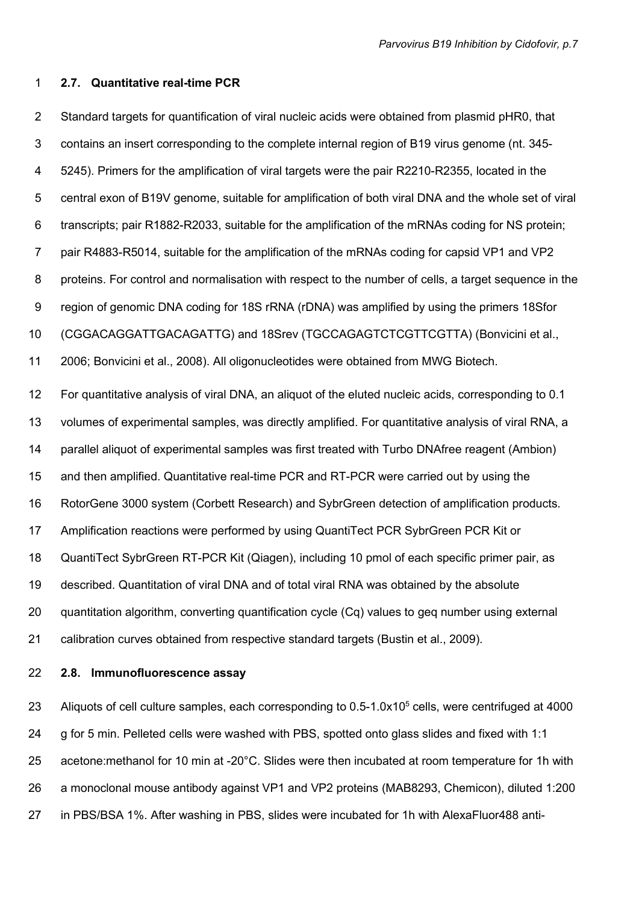### 2.7. Quantitative real-time PCR

Standard targets for quantification of viral nucleic acids were obtained from plasmid pHR0, that contains an insert corresponding to the complete internal region of B19 virus genome (nt. 345-5245). Primers for the amplification of viral targets were the pair R2210-R2355, located in the central exon of B19V genome, suitable for amplification of both viral DNA and the whole set of viral transcripts; pair R1882-R2033, suitable for the amplification of the mRNAs coding for NS protein; pair R4883-R5014, suitable for the amplification of the mRNAs coding for capsid VP1 and VP2 proteins. For control and normalisation with respect to the number of cells, a target sequence in the region of genomic DNA coding for 18S rRNA (rDNA) was amplified by using the primers 18Sfor (CGGACAGGATTGACAGATTG) and 18Srev (TGCCAGAGTCTCGTTCGTTA) (Bonvicini et al., 2006; Bonvicini et al., 2008). All oligonucleotides were obtained from MWG Biotech.

For quantitative analysis of viral DNA, an aliquot of the eluted nucleic acids, corresponding to 0.1 volumes of experimental samples, was directly amplified. For quantitative analysis of viral RNA, a parallel aliquot of experimental samples was first treated with Turbo DNAfree reagent (Ambion) and then amplified. Quantitative real-time PCR and RT-PCR were carried out by using the RotorGene 3000 system (Corbett Research) and SybrGreen detection of amplification products. Amplification reactions were performed by using QuantiTect PCR SybrGreen PCR Kit or QuantiTect SybrGreen RT-PCR Kit (Qiagen), including 10 pmol of each specific primer pair, as described. Quantitation of viral DNA and of total viral RNA was obtained by the absolute quantitation algorithm, converting quantification cycle (Cq) values to geq number using external calibration curves obtained from respective standard targets (Bustin et al., 2009).

### 2.8. Immunofluorescence assay

Aliquots of cell culture samples, each corresponding to $0.5\text{-}1.0 \times 10^5$ cells, were centrifuged at 4000 g for 5 min. Pelleted cells were washed with PBS, spotted onto glass slides and fixed with 1:1 acetone:methanol for 10 min at -20°C. Slides were then incubated at room temperature for 1h with a monoclonal mouse antibody against VP1 and VP2 proteins (MAB8293, Chemicon), diluted 1:200 in PBS/BSA 1%. After washing in PBS, slides were incubated for 1h with AlexaFluor488 anti-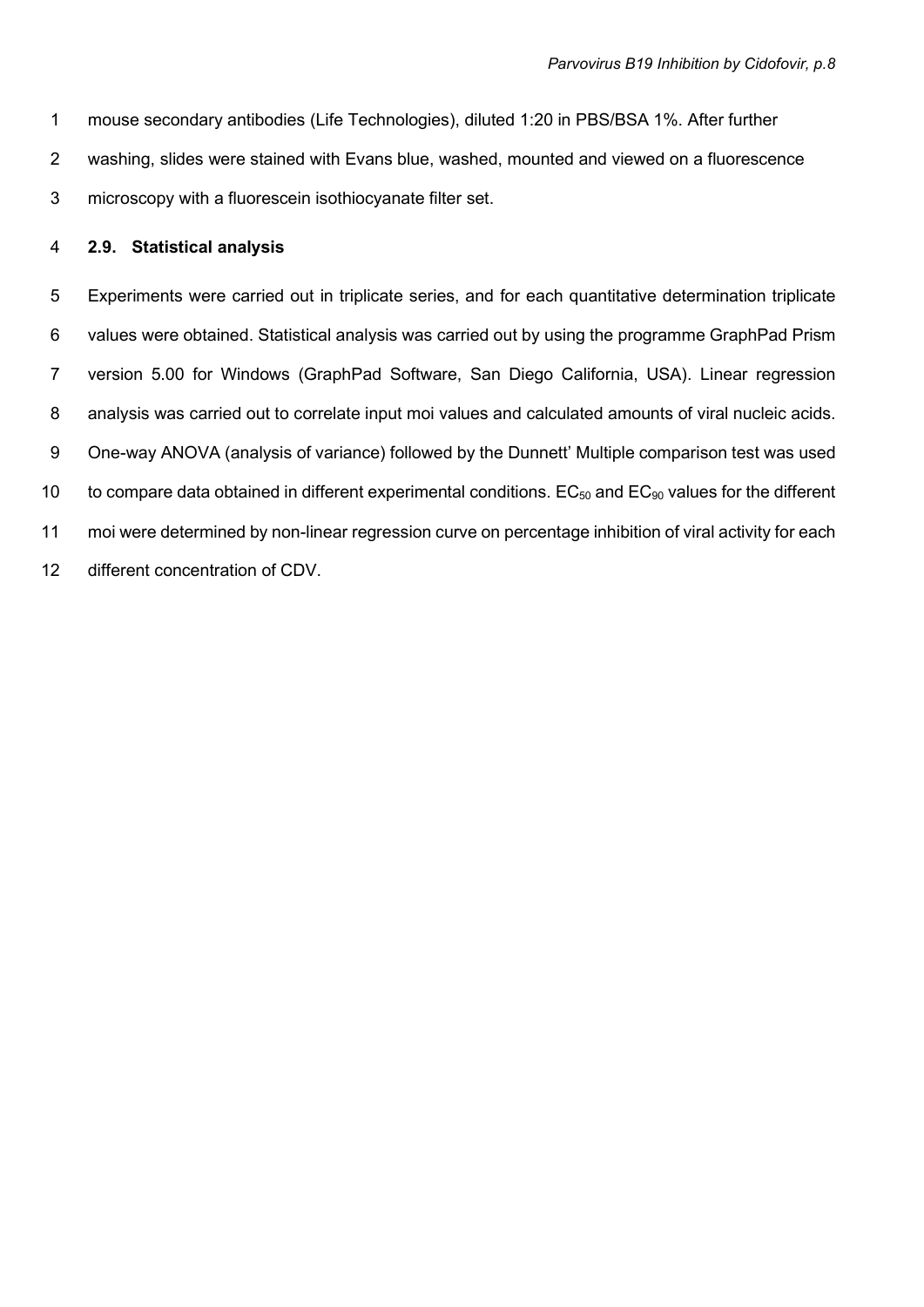mouse secondary antibodies (Life Technologies), diluted 1:20 in PBS/BSA 1%. After further washing, slides were stained with Evans blue, washed, mounted and viewed on a fluorescence microscopy with a fluorescein isothiocyanate filter set.

### 2.9. Statistical analysis

Experiments were carried out in triplicate series, and for each quantitative determination triplicate values were obtained. Statistical analysis was carried out by using the programme GraphPad Prism version 5.00 for Windows (GraphPad Software, San Diego California, USA). Linear regression analysis was carried out to correlate input moi values and calculated amounts of viral nucleic acids. One-way ANOVA (analysis of variance) followed by the Dunnett' Multiple comparison test was used to compare data obtained in different experimental conditions. $EC_{50}$ and $EC_{90}$ values for the different moi were determined by non-linear regression curve on percentage inhibition of viral activity for each different concentration of CDV.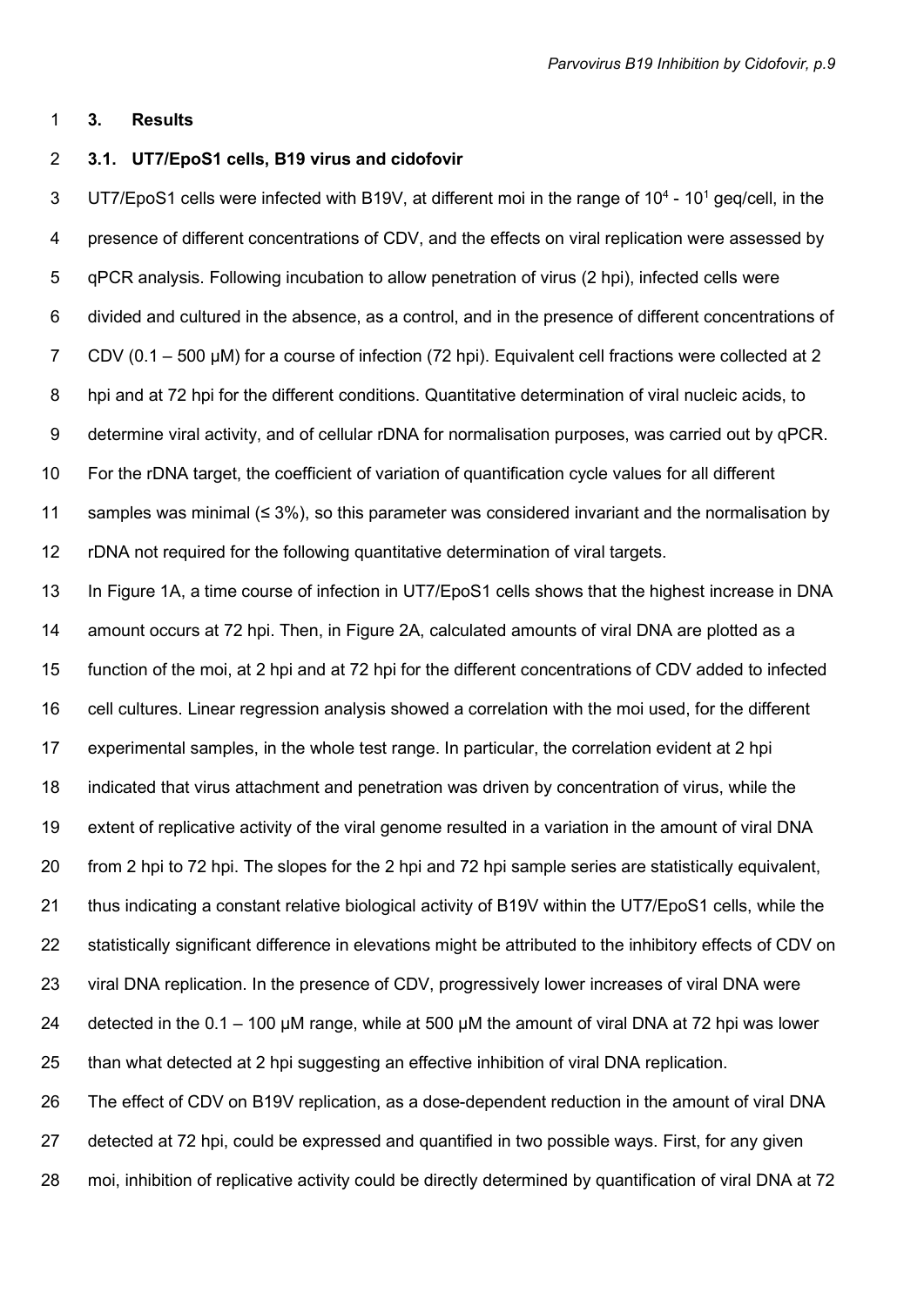## 3. Results

### 3.1. UT7/EpoS1 cells, B19 virus and cidofovir

UT7/EpoS1 cells were infected with B19V, at different moi in the range of $10^4$ - $10^1$ geq/cell, in the presence of different concentrations of CDV, and the effects on viral replication were assessed by qPCR analysis. Following incubation to allow penetration of virus (2 hpi), infected cells were divided and cultured in the absence, as a control, and in the presence of different concentrations of CDV (0.1 – 500 μM) for a course of infection (72 hpi). Equivalent cell fractions were collected at 2 hpi and at 72 hpi for the different conditions. Quantitative determination of viral nucleic acids, to determine viral activity, and of cellular rDNA for normalisation purposes, was carried out by qPCR. For the rDNA target, the coefficient of variation of quantification cycle values for all different samples was minimal (≤ 3%), so this parameter was considered invariant and the normalisation by rDNA not required for the following quantitative determination of viral targets.

In Figure 1A, a time course of infection in UT7/EpoS1 cells shows that the highest increase in DNA amount occurs at 72 hpi. Then, in Figure 2A, calculated amounts of viral DNA are plotted as a function of the moi, at 2 hpi and at 72 hpi for the different concentrations of CDV added to infected cell cultures. Linear regression analysis showed a correlation with the moi used, for the different experimental samples, in the whole test range. In particular, the correlation evident at 2 hpi indicated that virus attachment and penetration was driven by concentration of virus, while the extent of replicative activity of the viral genome resulted in a variation in the amount of viral DNA from 2 hpi to 72 hpi. The slopes for the 2 hpi and 72 hpi sample series are statistically equivalent, thus indicating a constant relative biological activity of B19V within the UT7/EpoS1 cells, while the statistically significant difference in elevations might be attributed to the inhibitory effects of CDV on viral DNA replication. In the presence of CDV, progressively lower increases of viral DNA were detected in the 0.1 – 100 μM range, while at 500 μM the amount of viral DNA at 72 hpi was lower than what detected at 2 hpi suggesting an effective inhibition of viral DNA replication.

The effect of CDV on B19V replication, as a dose-dependent reduction in the amount of viral DNA detected at 72 hpi, could be expressed and quantified in two possible ways. First, for any given moi, inhibition of replicative activity could be directly determined by quantification of viral DNA at 72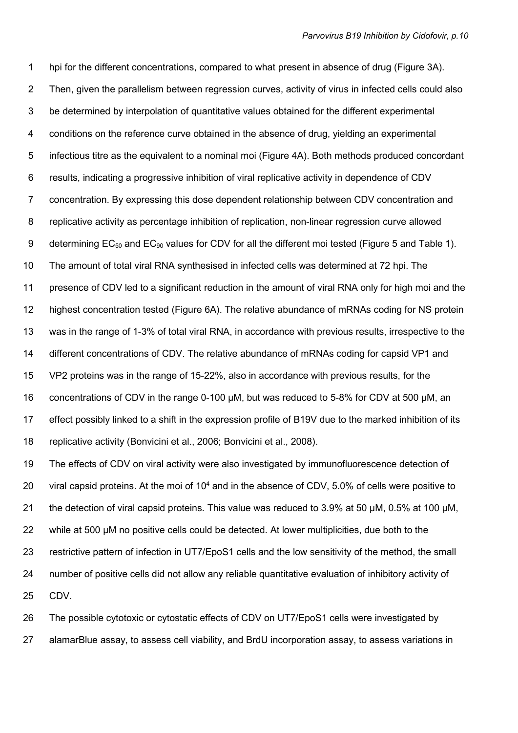hpi for the different concentrations, compared to what present in absence of drug (Figure 3A). Then, given the parallelism between regression curves, activity of virus in infected cells could also be determined by interpolation of quantitative values obtained for the different experimental conditions on the reference curve obtained in the absence of drug, yielding an experimental infectious titre as the equivalent to a nominal moi (Figure 4A). Both methods produced concordant results, indicating a progressive inhibition of viral replicative activity in dependence of CDV concentration. By expressing this dose dependent relationship between CDV concentration and replicative activity as percentage inhibition of replication, non-linear regression curve allowed determining $EC_{50}$ and $EC_{90}$ values for CDV for all the different moi tested (Figure 5 and Table 1). The amount of total viral RNA synthesised in infected cells was determined at 72 hpi. The presence of CDV led to a significant reduction in the amount of viral RNA only for high moi and the highest concentration tested (Figure 6A). The relative abundance of mRNAs coding for NS protein was in the range of 1-3% of total viral RNA, in accordance with previous results, irrespective to the different concentrations of CDV. The relative abundance of mRNAs coding for capsid VP1 and VP2 proteins was in the range of 15-22%, also in accordance with previous results, for the concentrations of CDV in the range 0-100 μM, but was reduced to 5-8% for CDV at 500 μM, an effect possibly linked to a shift in the expression profile of B19V due to the marked inhibition of its replicative activity (Bonvicini et al., 2006; Bonvicini et al., 2008).

The effects of CDV on viral activity were also investigated by immunofluorescence detection of viral capsid proteins. At the moi of $10^4$ and in the absence of CDV, 5.0% of cells were positive to the detection of viral capsid proteins. This value was reduced to 3.9% at 50 μM, 0.5% at 100 μM, while at 500 μM no positive cells could be detected. At lower multiplicities, due both to the restrictive pattern of infection in UT7/EpoS1 cells and the low sensitivity of the method, the small number of positive cells did not allow any reliable quantitative evaluation of inhibitory activity of CDV.

The possible cytotoxic or cytostatic effects of CDV on UT7/EpoS1 cells were investigated by alamarBlue assay, to assess cell viability, and BrdU incorporation assay, to assess variations in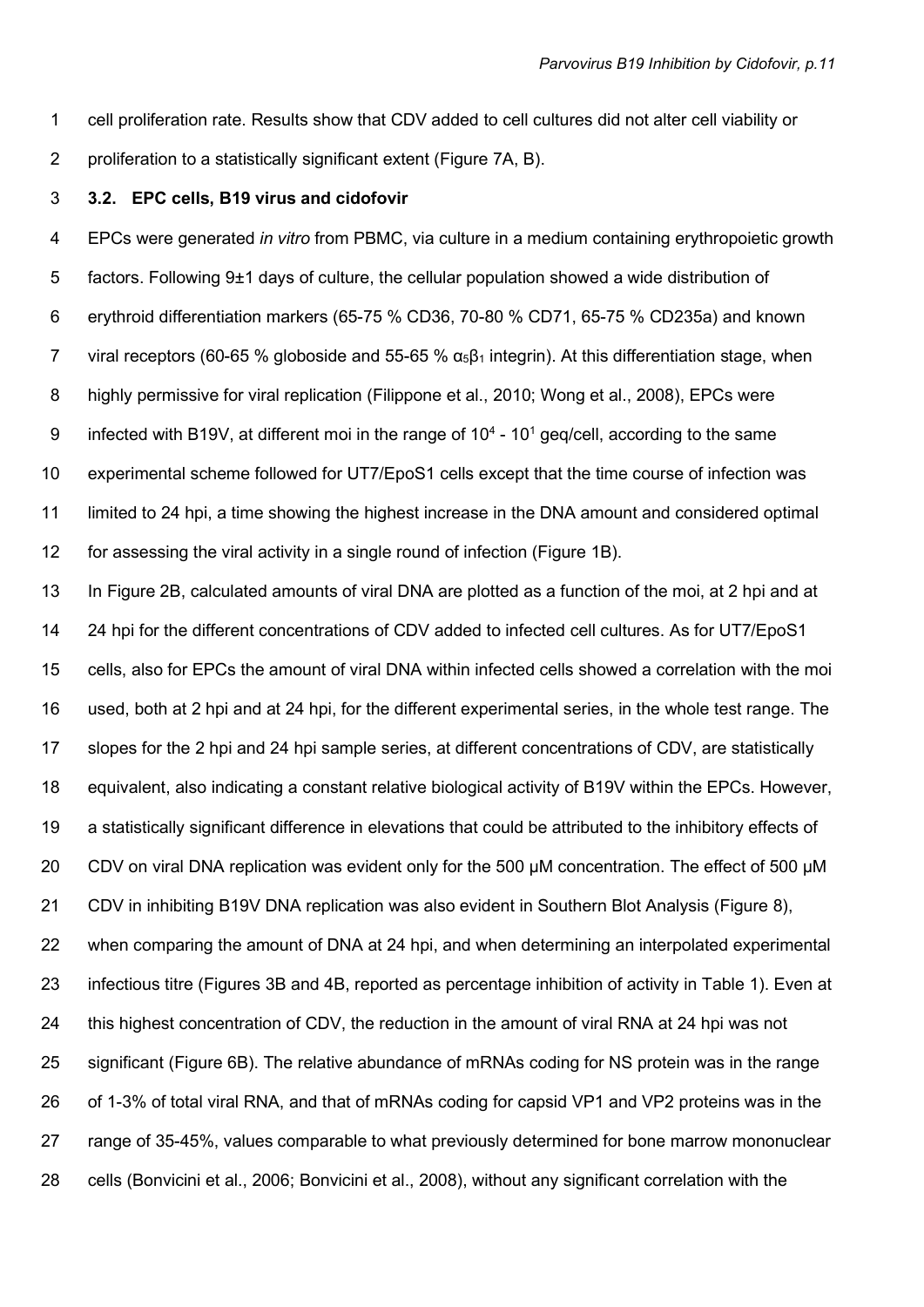cell proliferation rate. Results show that CDV added to cell cultures did not alter cell viability or proliferation to a statistically significant extent (Figure 7A, B).

### 3.2. EPC cells, B19 virus and cidofovir

EPCs were generated *in vitro* from PBMC, via culture in a medium containing erythropoietic growth factors. Following 9±1 days of culture, the cellular population showed a wide distribution of erythroid differentiation markers (65-75 % CD36, 70-80 % CD71, 65-75 % CD235a) and known viral receptors (60-65 % globoside and 55-65 % $\alpha_5\beta_1$ integrin). At this differentiation stage, when highly permissive for viral replication (Filippone et al., 2010; Wong et al., 2008), EPCs were infected with B19V, at different moi in the range of $10^4$ - $10^1$ geq/cell, according to the same experimental scheme followed for UT7/EpoS1 cells except that the time course of infection was limited to 24 hpi, a time showing the highest increase in the DNA amount and considered optimal for assessing the viral activity in a single round of infection (Figure 1B).

In Figure 2B, calculated amounts of viral DNA are plotted as a function of the moi, at 2 hpi and at 24 hpi for the different concentrations of CDV added to infected cell cultures. As for UT7/EpoS1 cells, also for EPCs the amount of viral DNA within infected cells showed a correlation with the moi used, both at 2 hpi and at 24 hpi, for the different experimental series, in the whole test range. The slopes for the 2 hpi and 24 hpi sample series, at different concentrations of CDV, are statistically equivalent, also indicating a constant relative biological activity of B19V within the EPCs. However, a statistically significant difference in elevations that could be attributed to the inhibitory effects of CDV on viral DNA replication was evident only for the 500 µM concentration. The effect of 500 µM CDV in inhibiting B19V DNA replication was also evident in Southern Blot Analysis (Figure 8), when comparing the amount of DNA at 24 hpi, and when determining an interpolated experimental infectious titre (Figures 3B and 4B, reported as percentage inhibition of activity in Table 1). Even at this highest concentration of CDV, the reduction in the amount of viral RNA at 24 hpi was not significant (Figure 6B). The relative abundance of mRNAs coding for NS protein was in the range of 1-3% of total viral RNA, and that of mRNAs coding for capsid VP1 and VP2 proteins was in the range of 35-45%, values comparable to what previously determined for bone marrow mononuclear cells (Bonvicini et al., 2006; Bonvicini et al., 2008), without any significant correlation with the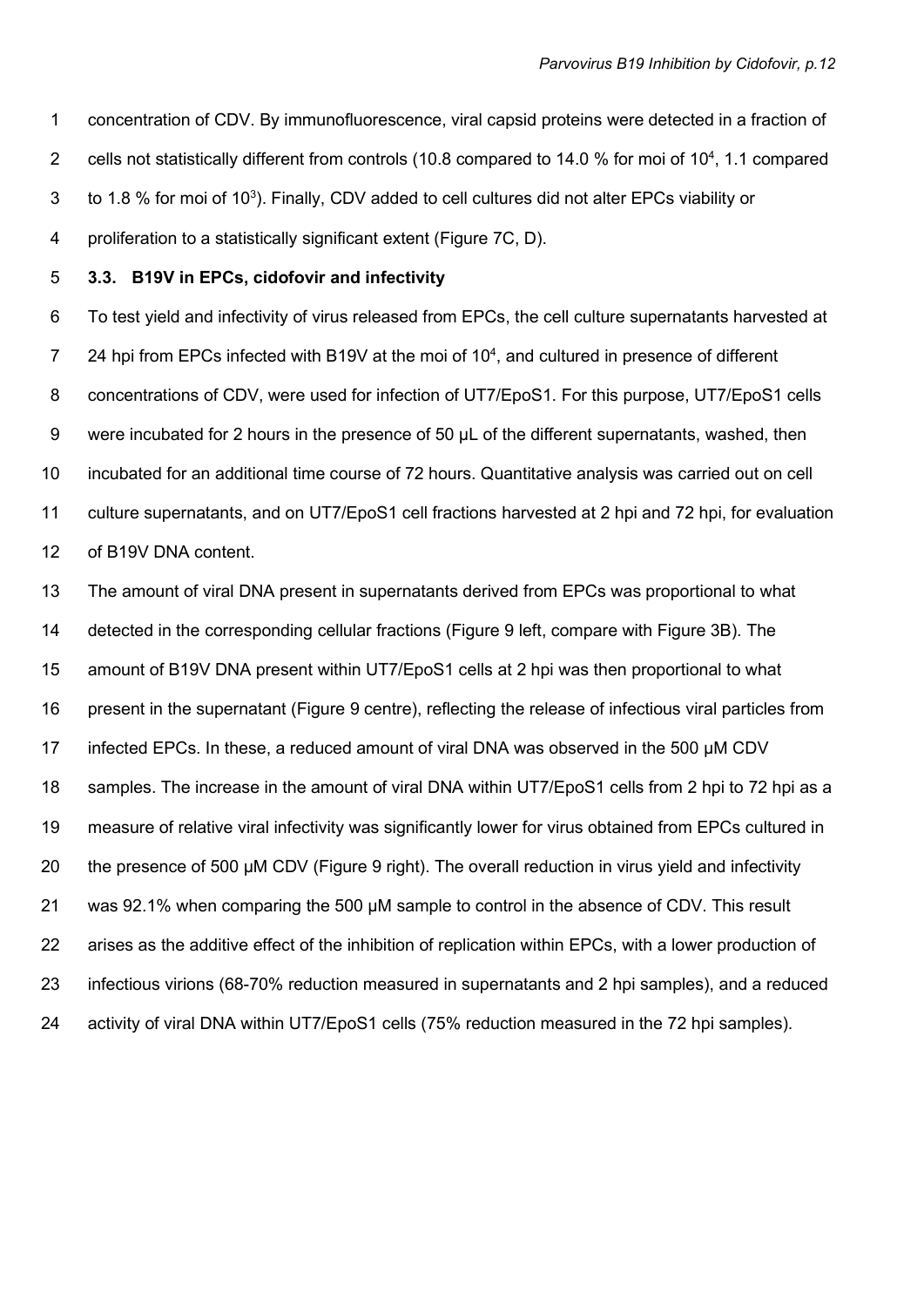concentration of CDV. By immunofluorescence, viral capsid proteins were detected in a fraction of cells not statistically different from controls (10.8 compared to 14.0 % for moi of $10^4$, 1.1 compared to 1.8 % for moi of $10^3$). Finally, CDV added to cell cultures did not alter EPCs viability or proliferation to a statistically significant extent (Figure 7C, D).

### 3.3. B19V in EPCs, cidofovir and infectivity

To test yield and infectivity of virus released from EPCs, the cell culture supernatants harvested at 24 hpi from EPCs infected with B19V at the moi of $10^4$, and cultured in presence of different concentrations of CDV, were used for infection of UT7/EpoS1. For this purpose, UT7/EpoS1 cells were incubated for 2 hours in the presence of 50 µL of the different supernatants, washed, then incubated for an additional time course of 72 hours. Quantitative analysis was carried out on cell culture supernatants, and on UT7/EpoS1 cell fractions harvested at 2 hpi and 72 hpi, for evaluation of B19V DNA content.

The amount of viral DNA present in supernatants derived from EPCs was proportional to what detected in the corresponding cellular fractions (Figure 9 left, compare with Figure 3B). The amount of B19V DNA present within UT7/EpoS1 cells at 2 hpi was then proportional to what present in the supernatant (Figure 9 centre), reflecting the release of infectious viral particles from infected EPCs. In these, a reduced amount of viral DNA was observed in the 500 µM CDV samples. The increase in the amount of viral DNA within UT7/EpoS1 cells from 2 hpi to 72 hpi as a measure of relative viral infectivity was significantly lower for virus obtained from EPCs cultured in the presence of 500 µM CDV (Figure 9 right). The overall reduction in virus yield and infectivity was 92.1% when comparing the 500 µM sample to control in the absence of CDV. This result arises as the additive effect of the inhibition of replication within EPCs, with a lower production of infectious virions (68-70% reduction measured in supernatants and 2 hpi samples), and a reduced activity of viral DNA within UT7/EpoS1 cells (75% reduction measured in the 72 hpi samples).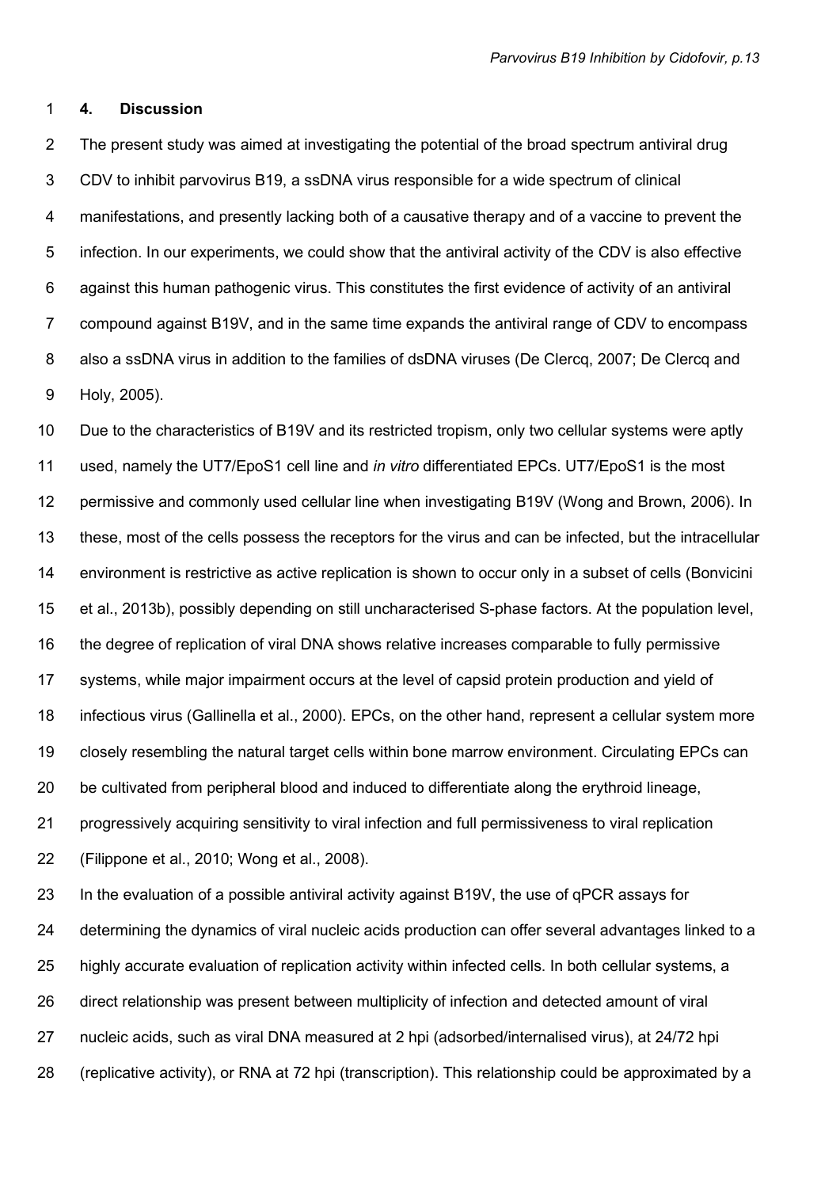## 4. Discussion

The present study was aimed at investigating the potential of the broad spectrum antiviral drug CDV to inhibit parvovirus B19, a ssDNA virus responsible for a wide spectrum of clinical manifestations, and presently lacking both of a causative therapy and of a vaccine to prevent the infection. In our experiments, we could show that the antiviral activity of the CDV is also effective against this human pathogenic virus. This constitutes the first evidence of activity of an antiviral compound against B19V, and in the same time expands the antiviral range of CDV to encompass also a ssDNA virus in addition to the families of dsDNA viruses (De Clercq, 2007; De Clercq and Holy, 2005).

Due to the characteristics of B19V and its restricted tropism, only two cellular systems were aptly used, namely the UT7/EpoS1 cell line and *in vitro* differentiated EPCs. UT7/EpoS1 is the most permissive and commonly used cellular line when investigating B19V (Wong and Brown, 2006). In these, most of the cells possess the receptors for the virus and can be infected, but the intracellular environment is restrictive as active replication is shown to occur only in a subset of cells (Bonvicini et al., 2013b), possibly depending on still uncharacterised S-phase factors. At the population level, the degree of replication of viral DNA shows relative increases comparable to fully permissive systems, while major impairment occurs at the level of capsid protein production and yield of infectious virus (Gallinella et al., 2000). EPCs, on the other hand, represent a cellular system more closely resembling the natural target cells within bone marrow environment. Circulating EPCs can be cultivated from peripheral blood and induced to differentiate along the erythroid lineage, progressively acquiring sensitivity to viral infection and full permissiveness to viral replication (Filippone et al., 2010; Wong et al., 2008).

In the evaluation of a possible antiviral activity against B19V, the use of qPCR assays for determining the dynamics of viral nucleic acids production can offer several advantages linked to a highly accurate evaluation of replication activity within infected cells. In both cellular systems, a direct relationship was present between multiplicity of infection and detected amount of viral nucleic acids, such as viral DNA measured at 2 hpi (adsorbed/internalised virus), at 24/72 hpi (replicative activity), or RNA at 72 hpi (transcription). This relationship could be approximated by a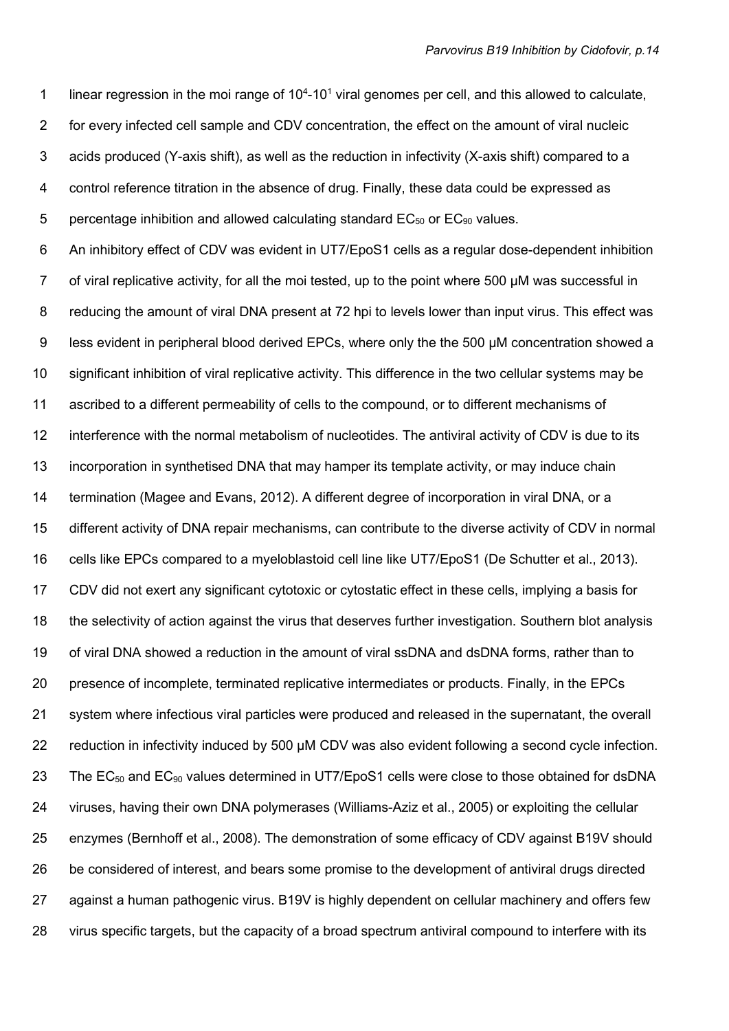linear regression in the moi range of $10^4$-$10^1$ viral genomes per cell, and this allowed to calculate, for every infected cell sample and CDV concentration, the effect on the amount of viral nucleic acids produced (Y-axis shift), as well as the reduction in infectivity (X-axis shift) compared to a control reference titration in the absence of drug. Finally, these data could be expressed as percentage inhibition and allowed calculating standard $EC_{50}$ or $EC_{90}$ values.

An inhibitory effect of CDV was evident in UT7/EpoS1 cells as a regular dose-dependent inhibition of viral replicative activity, for all the moi tested, up to the point where 500 μM was successful in reducing the amount of viral DNA present at 72 hpi to levels lower than input virus. This effect was less evident in peripheral blood derived EPCs, where only the the 500 μM concentration showed a significant inhibition of viral replicative activity. This difference in the two cellular systems may be ascribed to a different permeability of cells to the compound, or to different mechanisms of interference with the normal metabolism of nucleotides. The antiviral activity of CDV is due to its incorporation in synthetised DNA that may hamper its template activity, or may induce chain termination (Magee and Evans, 2012). A different degree of incorporation in viral DNA, or a different activity of DNA repair mechanisms, can contribute to the diverse activity of CDV in normal cells like EPCs compared to a myeloblastoid cell line like UT7/EpoS1 (De Schutter et al., 2013). CDV did not exert any significant cytotoxic or cytostatic effect in these cells, implying a basis for the selectivity of action against the virus that deserves further investigation. Southern blot analysis of viral DNA showed a reduction in the amount of viral ssDNA and dsDNA forms, rather than to presence of incomplete, terminated replicative intermediates or products. Finally, in the EPCs system where infectious viral particles were produced and released in the supernatant, the overall reduction in infectivity induced by 500 μM CDV was also evident following a second cycle infection. The $EC_{50}$ and $EC_{90}$ values determined in UT7/EpoS1 cells were close to those obtained for dsDNA viruses, having their own DNA polymerases (Williams-Aziz et al., 2005) or exploiting the cellular enzymes (Bernhoff et al., 2008). The demonstration of some efficacy of CDV against B19V should be considered of interest, and bears some promise to the development of antiviral drugs directed against a human pathogenic virus. B19V is highly dependent on cellular machinery and offers few virus specific targets, but the capacity of a broad spectrum antiviral compound to interfere with its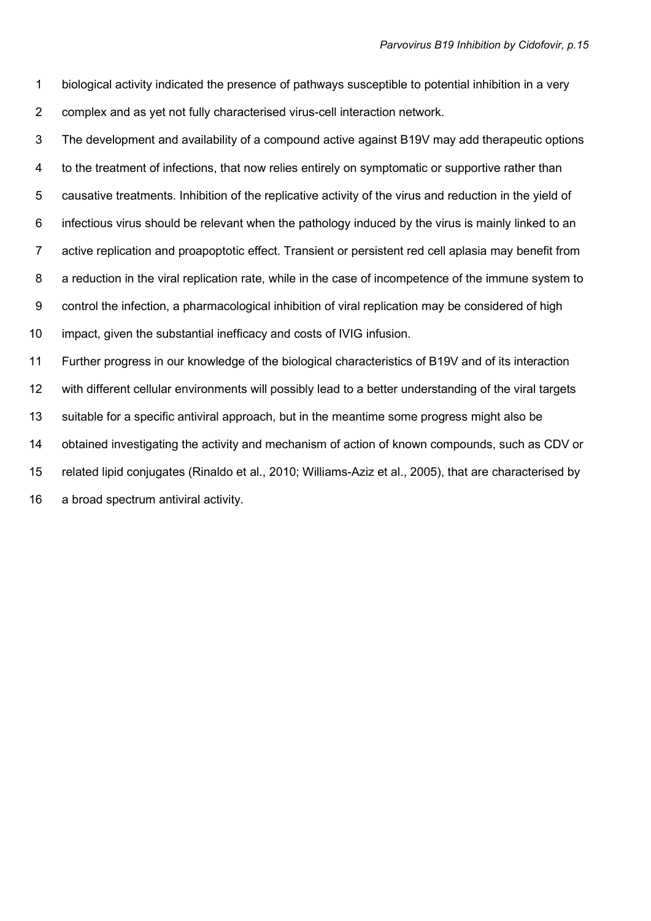biological activity indicated the presence of pathways susceptible to potential inhibition in a very complex and as yet not fully characterised virus-cell interaction network.

The development and availability of a compound active against B19V may add therapeutic options to the treatment of infections, that now relies entirely on symptomatic or supportive rather than causative treatments. Inhibition of the replicative activity of the virus and reduction in the yield of infectious virus should be relevant when the pathology induced by the virus is mainly linked to an active replication and proapoptotic effect. Transient or persistent red cell aplasia may benefit from a reduction in the viral replication rate, while in the case of incompetence of the immune system to control the infection, a pharmacological inhibition of viral replication may be considered of high impact, given the substantial inefficacy and costs of IVIG infusion.

Further progress in our knowledge of the biological characteristics of B19V and of its interaction with different cellular environments will possibly lead to a better understanding of the viral targets suitable for a specific antiviral approach, but in the meantime some progress might also be obtained investigating the activity and mechanism of action of known compounds, such as CDV or related lipid conjugates (Rinaldo et al., 2010; Williams-Aziz et al., 2005), that are characterised by a broad spectrum antiviral activity.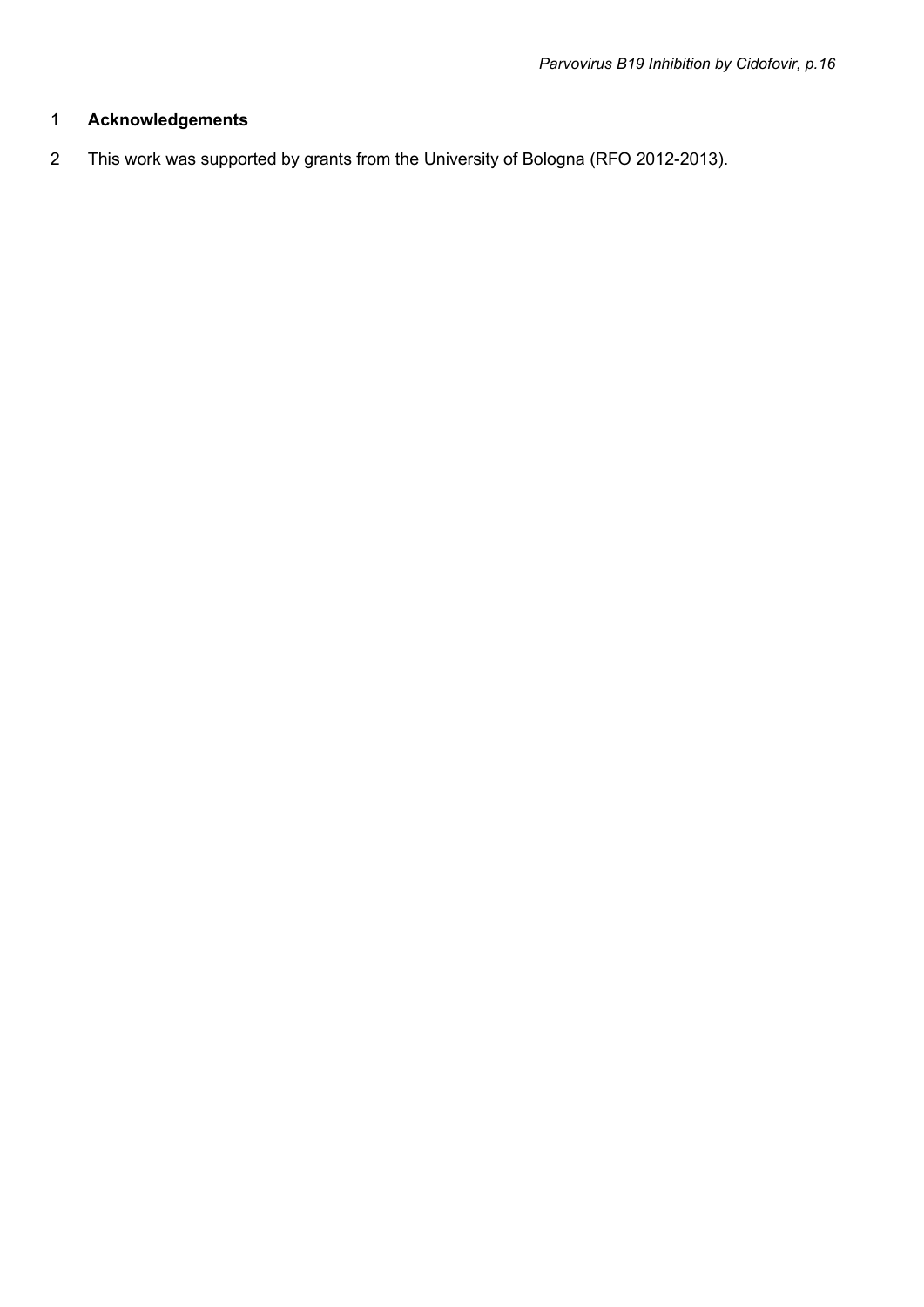## Acknowledgements

This work was supported by grants from the University of Bologna (RFO 2012-2013).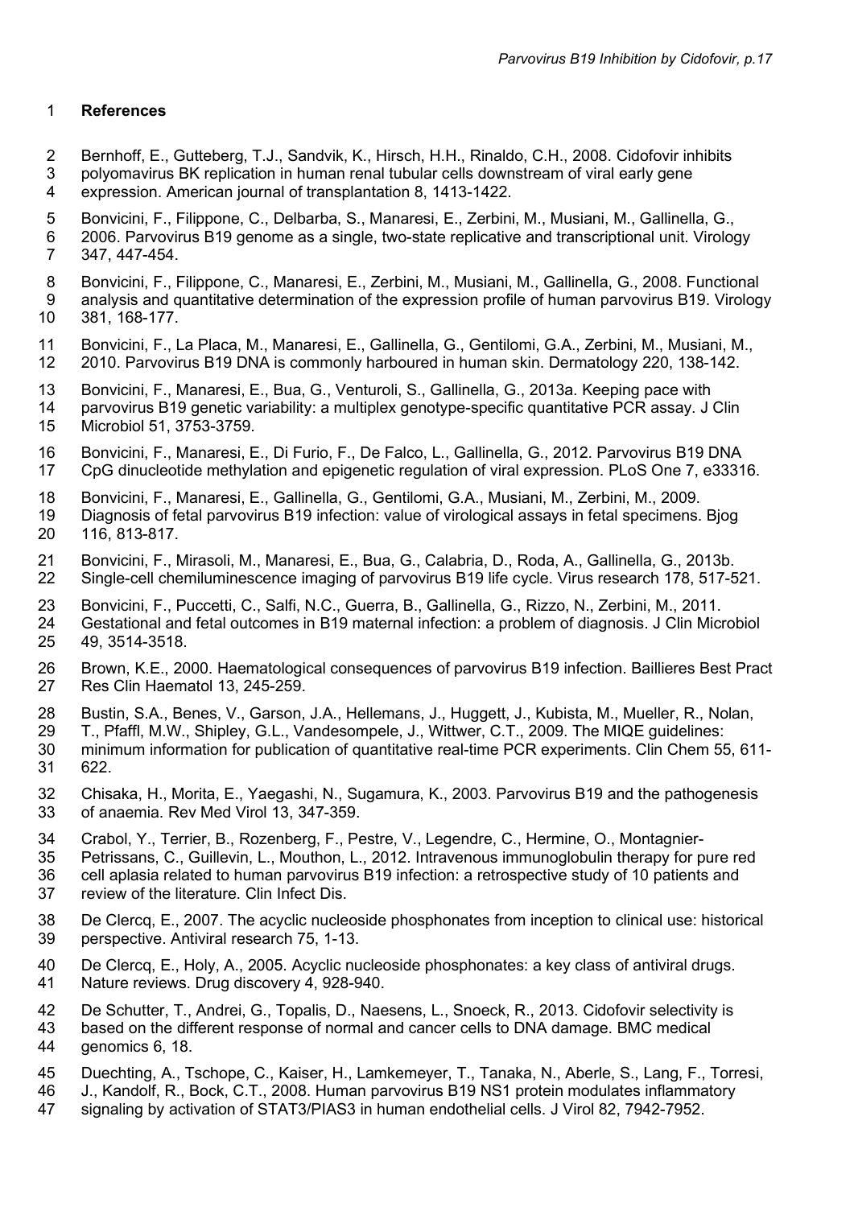## References

Bernhoff, E., Gutteberg, T.J., Sandvik, K., Hirsch, H.H., Rinaldo, C.H., 2008. Cidofovir inhibits polyomavirus BK replication in human renal tubular cells downstream of viral early gene expression. American journal of transplantation 8, 1413-1422.

Bonvicini, F., Filippone, C., Delbarba, S., Manaresi, E., Zerbini, M., Musiani, M., Gallinella, G., 2006. Parvovirus B19 genome as a single, two-state replicative and transcriptional unit. Virology 347, 447-454.

Bonvicini, F., Filippone, C., Manaresi, E., Zerbini, M., Musiani, M., Gallinella, G., 2008. Functional analysis and quantitative determination of the expression profile of human parvovirus B19. Virology 381, 168-177.

Bonvicini, F., La Placa, M., Manaresi, E., Gallinella, G., Gentilomi, G.A., Zerbini, M., Musiani, M., 2010. Parvovirus B19 DNA is commonly harboured in human skin. Dermatology 220, 138-142.

Bonvicini, F., Manaresi, E., Bua, G., Venturoli, S., Gallinella, G., 2013a. Keeping pace with parvovirus B19 genetic variability: a multiplex genotype-specific quantitative PCR assay. J Clin Microbiol 51, 3753-3759.

Bonvicini, F., Manaresi, E., Di Furio, F., De Falco, L., Gallinella, G., 2012. Parvovirus B19 DNA CpG dinucleotide methylation and epigenetic regulation of viral expression. PLoS One 7, e33316.

Bonvicini, F., Manaresi, E., Gallinella, G., Gentilomi, G.A., Musiani, M., Zerbini, M., 2009. Diagnosis of fetal parvovirus B19 infection: value of virological assays in fetal specimens. Bjog 116, 813-817.

Bonvicini, F., Mirasoli, M., Manaresi, E., Bua, G., Calabria, D., Roda, A., Gallinella, G., 2013b. Single-cell chemiluminescence imaging of parvovirus B19 life cycle. Virus research 178, 517-521.

Bonvicini, F., Puccetti, C., Salfi, N.C., Guerra, B., Gallinella, G., Rizzo, N., Zerbini, M., 2011. Gestational and fetal outcomes in B19 maternal infection: a problem of diagnosis. J Clin Microbiol 49, 3514-3518.

Brown, K.E., 2000. Haematological consequences of parvovirus B19 infection. Baillieres Best Pract Res Clin Haematol 13, 245-259.

Bustin, S.A., Benes, V., Garson, J.A., Hellemans, J., Huggett, J., Kubista, M., Mueller, R., Nolan, T., Pfaffl, M.W., Shipley, G.L., Vandesompele, J., Wittwer, C.T., 2009. The MIQE guidelines: minimum information for publication of quantitative real-time PCR experiments. Clin Chem 55, 611-622.

Chisaka, H., Morita, E., Yaegashi, N., Sugamura, K., 2003. Parvovirus B19 and the pathogenesis of anaemia. Rev Med Virol 13, 347-359.

Crabol, Y., Terrier, B., Rozenberg, F., Pestre, V., Legendre, C., Hermine, O., Montagnier-Petrissans, C., Guillevin, L., Mouthon, L., 2012. Intravenous immunoglobulin therapy for pure red cell aplasia related to human parvovirus B19 infection: a retrospective study of 10 patients and review of the literature. Clin Infect Dis.

De Clercq, E., 2007. The acyclic nucleoside phosphonates from inception to clinical use: historical perspective. Antiviral research 75, 1-13.

De Clercq, E., Holy, A., 2005. Acyclic nucleoside phosphonates: a key class of antiviral drugs. Nature reviews. Drug discovery 4, 928-940.

De Schutter, T., Andrei, G., Topalis, D., Naesens, L., Snoeck, R., 2013. Cidofovir selectivity is based on the different response of normal and cancer cells to DNA damage. BMC medical genomics 6, 18.

Duechting, A., Tschope, C., Kaiser, H., Lamkemeyer, T., Tanaka, N., Aberle, S., Lang, F., Torresi, J., Kandolf, R., Bock, C.T., 2008. Human parvovirus B19 NS1 protein modulates inflammatory signaling by activation of STAT3/PIAS3 in human endothelial cells. J Virol 82, 7942-7952.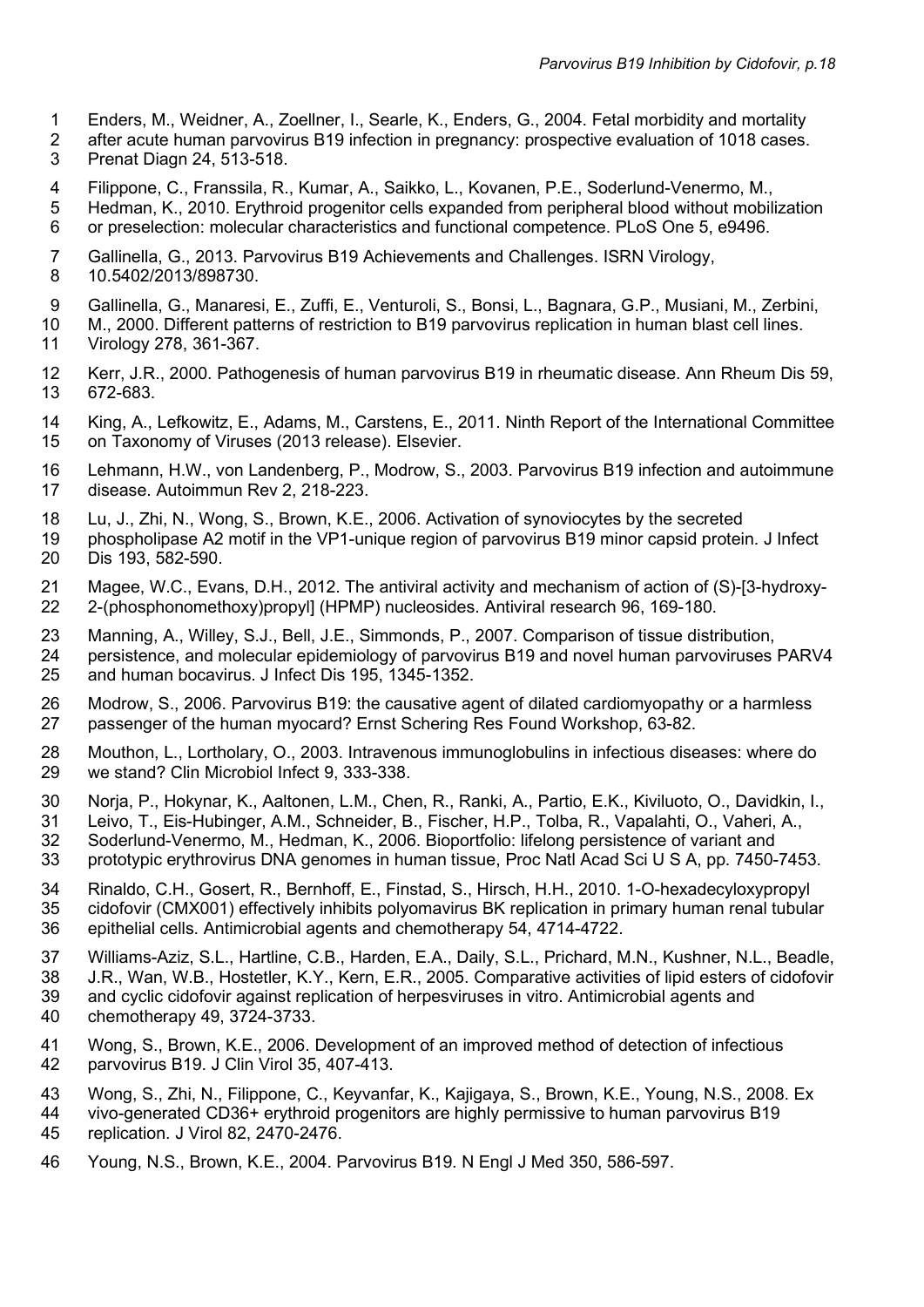Enders, M., Weidner, A., Zoellner, I., Searle, K., Enders, G., 2004. Fetal morbidity and mortality after acute human parvovirus B19 infection in pregnancy: prospective evaluation of 1018 cases. Prenat Diagn 24, 513-518.

Filippone, C., Franssila, R., Kumar, A., Saikko, L., Kovanen, P.E., Soderlund-Venermo, M., Hedman, K., 2010. Erythroid progenitor cells expanded from peripheral blood without mobilization or preselection: molecular characteristics and functional competence. PLoS One 5, e9496.

Gallinella, G., 2013. Parvovirus B19 Achievements and Challenges. ISRN Virology, 10.5402/2013/898730.

Gallinella, G., Manaresi, E., Zuffi, E., Venturoli, S., Bonsi, L., Bagnara, G.P., Musiani, M., Zerbini, M., 2000. Different patterns of restriction to B19 parvovirus replication in human blast cell lines. Virology 278, 361-367.

Kerr, J.R., 2000. Pathogenesis of human parvovirus B19 in rheumatic disease. Ann Rheum Dis 59, 672-683.

King, A., Lefkowitz, E., Adams, M., Carstens, E., 2011. Ninth Report of the International Committee on Taxonomy of Viruses (2013 release). Elsevier.

Lehmann, H.W., von Landenberg, P., Modrow, S., 2003. Parvovirus B19 infection and autoimmune disease. Autoimmun Rev 2, 218-223.

Lu, J., Zhi, N., Wong, S., Brown, K.E., 2006. Activation of synoviocytes by the secreted phospholipase A2 motif in the VP1-unique region of parvovirus B19 minor capsid protein. J Infect Dis 193, 582-590.

Magee, W.C., Evans, D.H., 2012. The antiviral activity and mechanism of action of (S)-[3-hydroxy-2-(phosphonomethoxy)propyl] (HPMP) nucleosides. Antiviral research 96, 169-180.

Manning, A., Willey, S.J., Bell, J.E., Simmonds, P., 2007. Comparison of tissue distribution, persistence, and molecular epidemiology of parvovirus B19 and novel human parvoviruses PARV4 and human bocavirus. J Infect Dis 195, 1345-1352.

Modrow, S., 2006. Parvovirus B19: the causative agent of dilated cardiomyopathy or a harmless passenger of the human myocard? Ernst Schering Res Found Workshop, 63-82.

Mouthon, L., Lortholary, O., 2003. Intravenous immunoglobulins in infectious diseases: where do we stand? Clin Microbiol Infect 9, 333-338.

Norja, P., Hokynar, K., Aaltonen, L.M., Chen, R., Ranki, A., Partio, E.K., Kiviluoto, O., Davidkin, I., Leivo, T., Eis-Hubinger, A.M., Schneider, B., Fischer, H.P., Tolba, R., Vapalahti, O., Vaheri, A., Soderlund-Venermo, M., Hedman, K., 2006. Bioportfolio: lifelong persistence of variant and prototypic erythrovirus DNA genomes in human tissue, Proc Natl Acad Sci U S A, pp. 7450-7453.

Rinaldo, C.H., Gosert, R., Bernhoff, E., Finstad, S., Hirsch, H.H., 2010. 1-O-hexadecyloxypropyl cidofovir (CMX001) effectively inhibits polyomavirus BK replication in primary human renal tubular epithelial cells. Antimicrobial agents and chemotherapy 54, 4714-4722.

Williams-Aziz, S.L., Hartline, C.B., Harden, E.A., Daily, S.L., Prichard, M.N., Kushner, N.L., Beadle, J.R., Wan, W.B., Hostetler, K.Y., Kern, E.R., 2005. Comparative activities of lipid esters of cidofovir and cyclic cidofovir against replication of herpesviruses in vitro. Antimicrobial agents and chemotherapy 49, 3724-3733.

Wong, S., Brown, K.E., 2006. Development of an improved method of detection of infectious parvovirus B19. J Clin Virol 35, 407-413.

Wong, S., Zhi, N., Filippone, C., Keyvanfar, K., Kajigaya, S., Brown, K.E., Young, N.S., 2008. Ex vivo-generated CD36+ erythroid progenitors are highly permissive to human parvovirus B19 replication. J Virol 82, 2470-2476.

Young, N.S., Brown, K.E., 2004. Parvovirus B19. N Engl J Med 350, 586-597.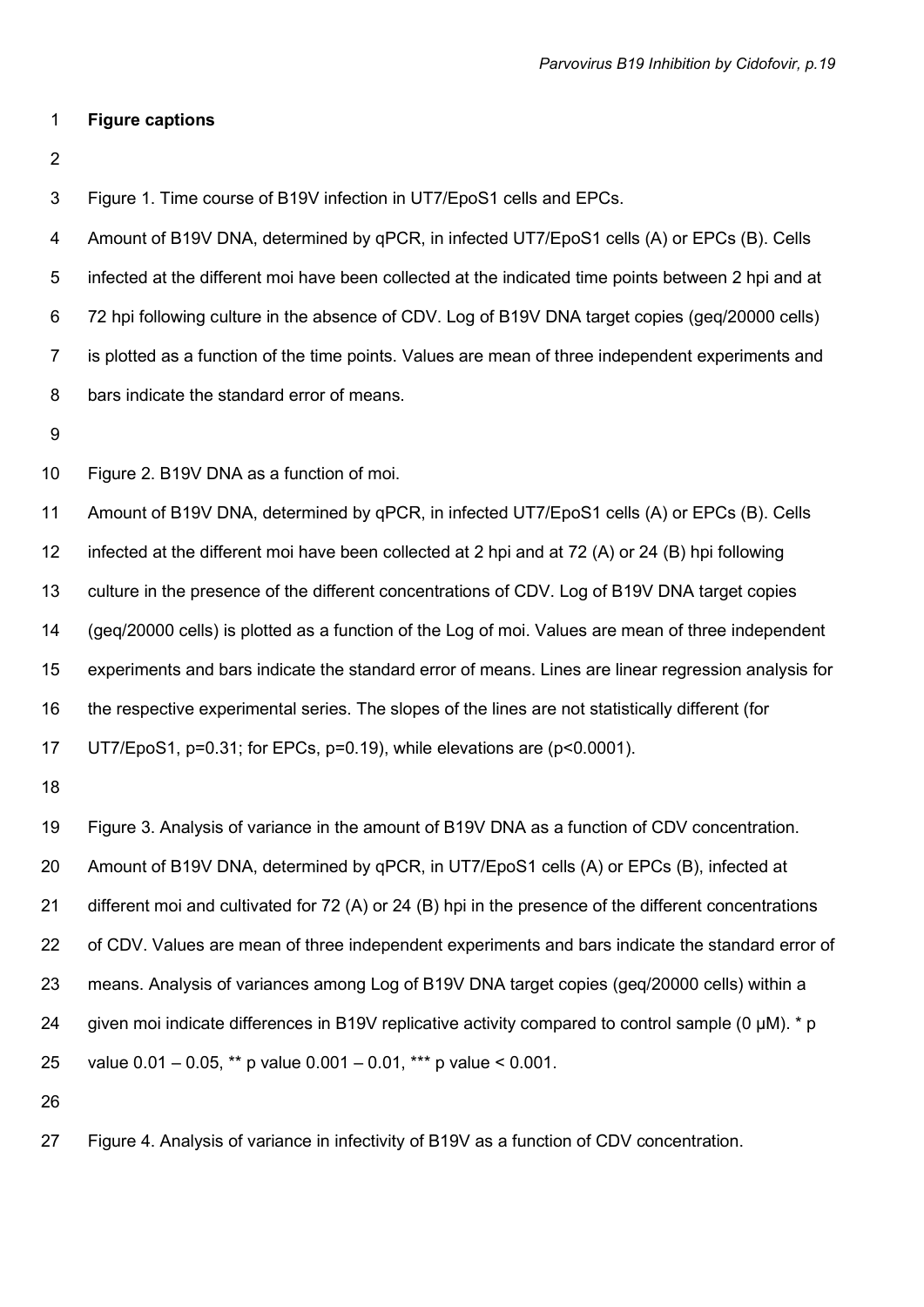**Figure captions**

Figure 1. Time course of B19V infection in UT7/EpoS1 cells and EPCs.
Amount of B19V DNA, determined by qPCR, in infected UT7/EpoS1 cells (A) or EPCs (B). Cells infected at the different moi have been collected at the indicated time points between 2 hpi and at 72 hpi following culture in the absence of CDV. Log of B19V DNA target copies (geq/20000 cells) is plotted as a function of the time points. Values are mean of three independent experiments and bars indicate the standard error of means.

Figure 2. B19V DNA as a function of moi.
Amount of B19V DNA, determined by qPCR, in infected UT7/EpoS1 cells (A) or EPCs (B). Cells infected at the different moi have been collected at 2 hpi and at 72 (A) or 24 (B) hpi following culture in the presence of the different concentrations of CDV. Log of B19V DNA target copies (geq/20000 cells) is plotted as a function of the Log of moi. Values are mean of three independent experiments and bars indicate the standard error of means. Lines are linear regression analysis for the respective experimental series. The slopes of the lines are not statistically different (for UT7/EpoS1, $p=0.31$; for EPCs, $p=0.19$), while elevations are ($p<0.0001$).

Figure 3. Analysis of variance in the amount of B19V DNA as a function of CDV concentration.
Amount of B19V DNA, determined by qPCR, in UT7/EpoS1 cells (A) or EPCs (B), infected at different moi and cultivated for 72 (A) or 24 (B) hpi in the presence of the different concentrations of CDV. Values are mean of three independent experiments and bars indicate the standard error of means. Analysis of variances among Log of B19V DNA target copies (geq/20000 cells) within a given moi indicate differences in B19V replicative activity compared to control sample (0 μM). * p value 0.01 – 0.05, ** p value 0.001 – 0.01, *** p value < 0.001.

Figure 4. Analysis of variance in infectivity of B19V as a function of CDV concentration.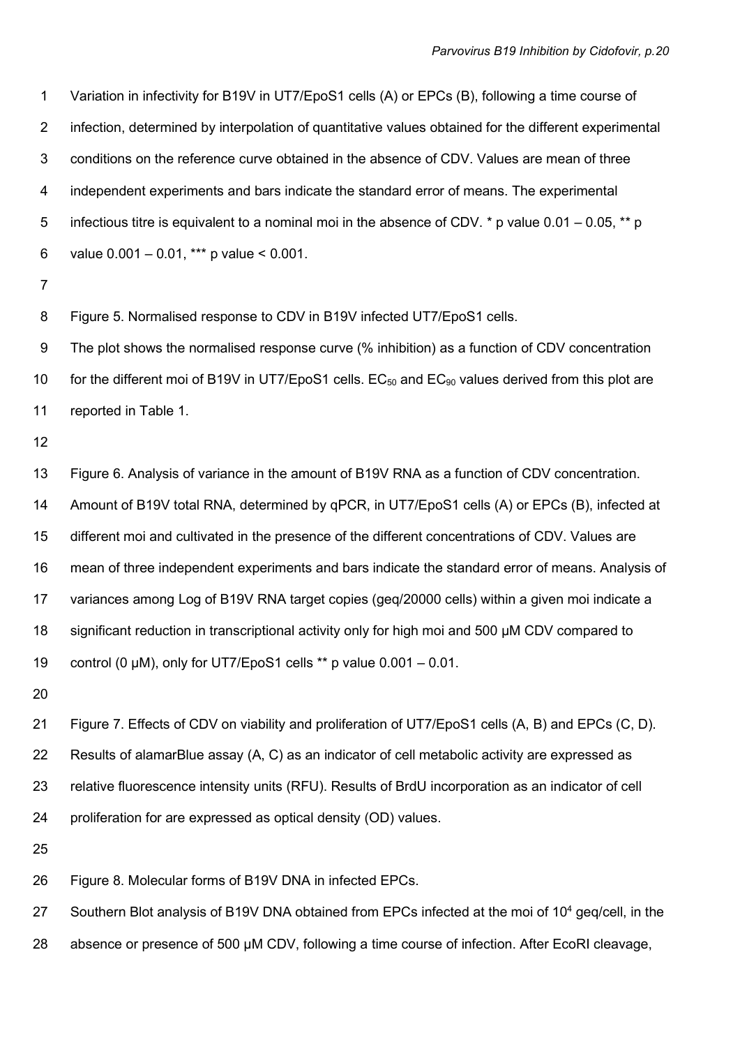Variation in infectivity for B19V in UT7/EpoS1 cells (A) or EPCs (B), following a time course of infection, determined by interpolation of quantitative values obtained for the different experimental conditions on the reference curve obtained in the absence of CDV. Values are mean of three independent experiments and bars indicate the standard error of means. The experimental infectious titre is equivalent to a nominal moi in the absence of CDV. * p value 0.01 – 0.05, ** p value 0.001 – 0.01, *** p value < 0.001.

Figure 5. Normalised response to CDV in B19V infected UT7/EpoS1 cells.

The plot shows the normalised response curve (% inhibition) as a function of CDV concentration for the different moi of B19V in UT7/EpoS1 cells. $EC_{50}$ and $EC_{90}$ values derived from this plot are reported in Table 1.

Figure 6. Analysis of variance in the amount of B19V RNA as a function of CDV concentration.

Amount of B19V total RNA, determined by qPCR, in UT7/EpoS1 cells (A) or EPCs (B), infected at different moi and cultivated in the presence of the different concentrations of CDV. Values are mean of three independent experiments and bars indicate the standard error of means. Analysis of variances among Log of B19V RNA target copies (geq/20000 cells) within a given moi indicate a significant reduction in transcriptional activity only for high moi and 500 µM CDV compared to control (0 µM), only for UT7/EpoS1 cells ** p value 0.001 – 0.01.

Figure 7. Effects of CDV on viability and proliferation of UT7/EpoS1 cells (A, B) and EPCs (C, D).

Results of alamarBlue assay (A, C) as an indicator of cell metabolic activity are expressed as relative fluorescence intensity units (RFU). Results of BrdU incorporation as an indicator of cell proliferation for are expressed as optical density (OD) values.

Figure 8. Molecular forms of B19V DNA in infected EPCs.

Southern Blot analysis of B19V DNA obtained from EPCs infected at the moi of $10^4$ geq/cell, in the absence or presence of 500 µM CDV, following a time course of infection. After EcoRI cleavage,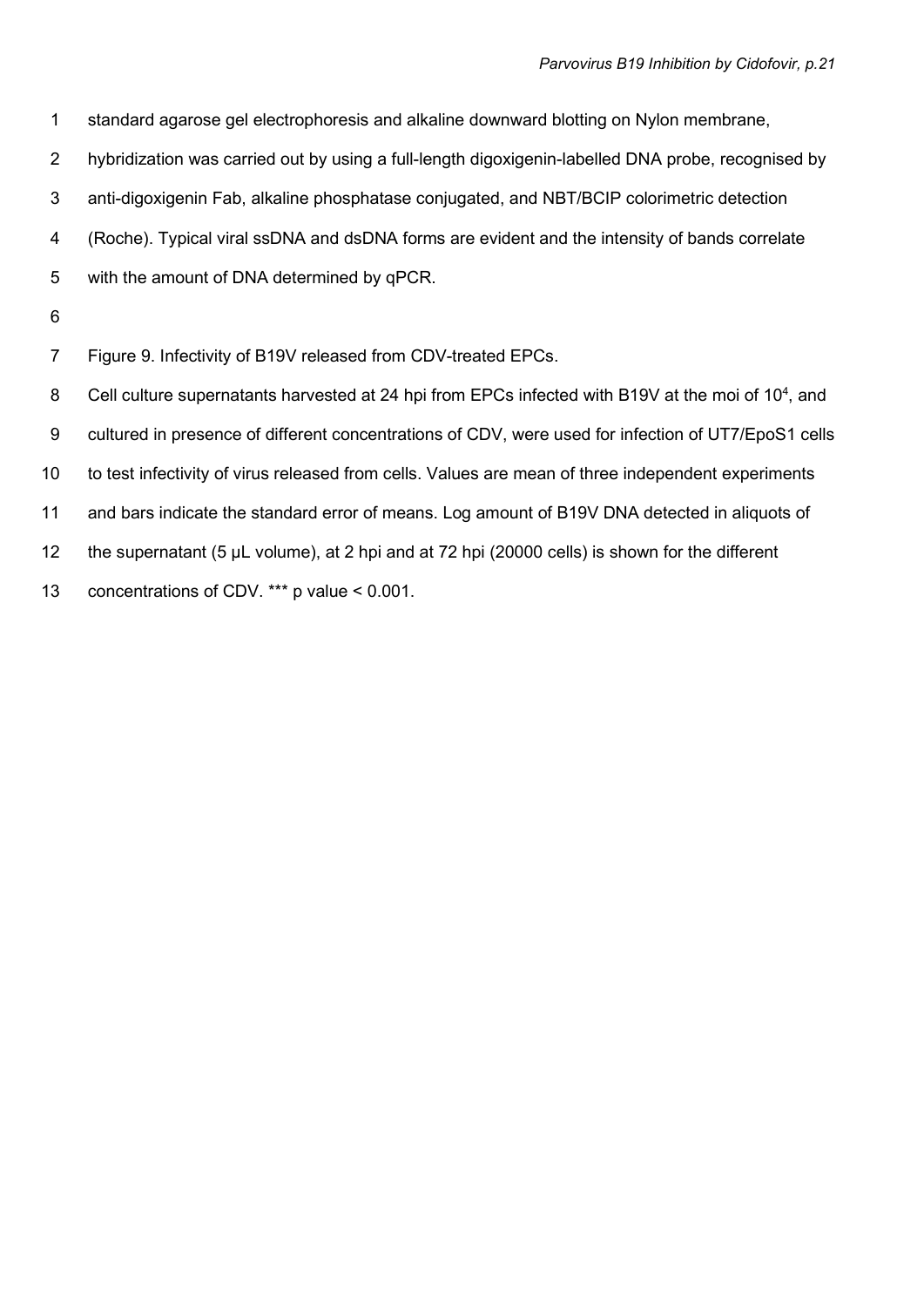standard agarose gel electrophoresis and alkaline downward blotting on Nylon membrane, hybridization was carried out by using a full-length digoxigenin-labelled DNA probe, recognised by anti-digoxigenin Fab, alkaline phosphatase conjugated, and NBT/BCIP colorimetric detection (Roche). Typical viral ssDNA and dsDNA forms are evident and the intensity of bands correlate with the amount of DNA determined by qPCR.

Figure 9. Infectivity of B19V released from CDV-treated EPCs.

Cell culture supernatants harvested at 24 hpi from EPCs infected with B19V at the moi of $10^4$, and cultured in presence of different concentrations of CDV, were used for infection of UT7/EpoS1 cells to test infectivity of virus released from cells. Values are mean of three independent experiments and bars indicate the standard error of means. Log amount of B19V DNA detected in aliquots of the supernatant (5 μL volume), at 2 hpi and at 72 hpi (20000 cells) is shown for the different concentrations of CDV. *** p value < 0.001.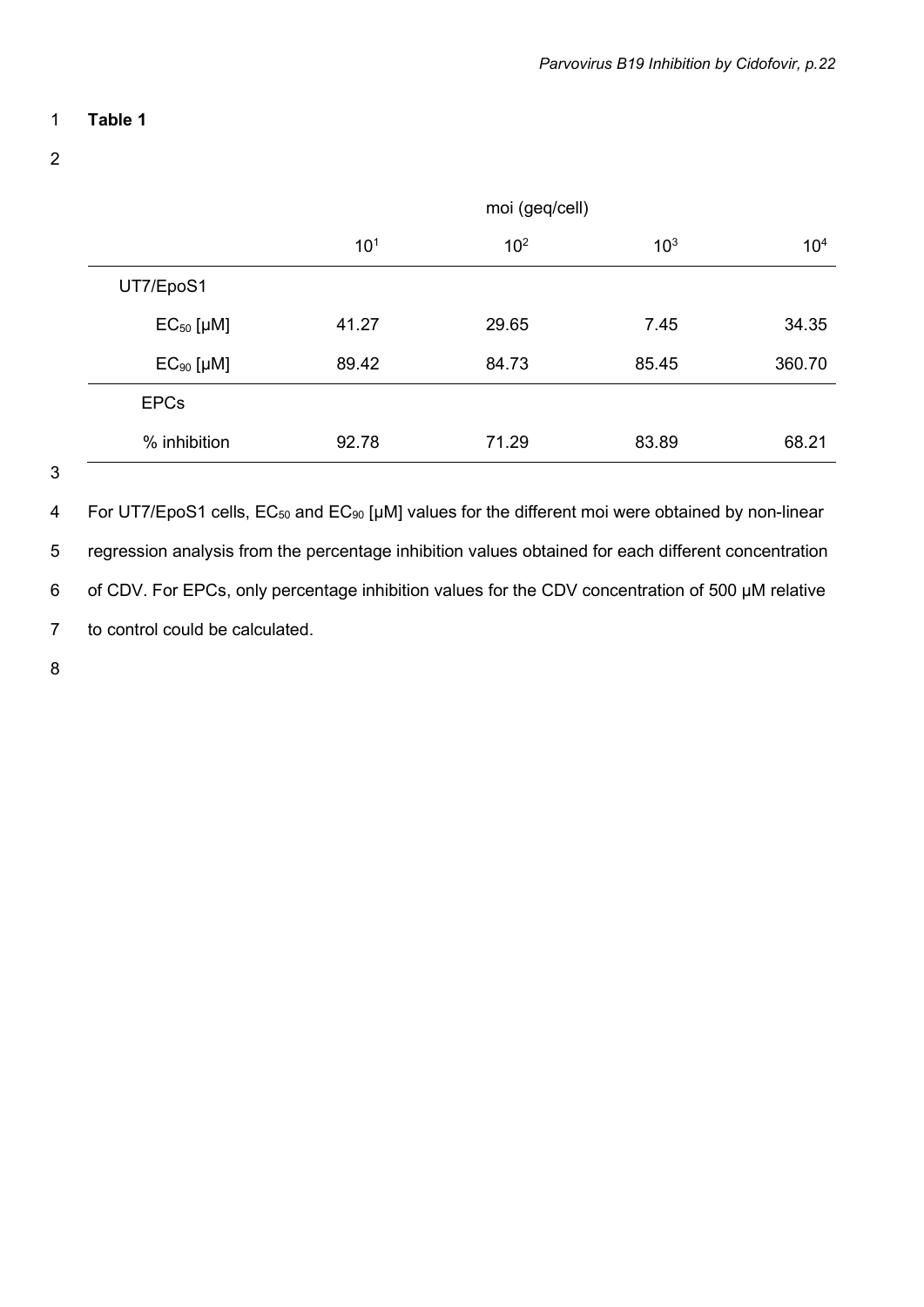**Table 1**

| | moi (geq/cell) | | | |
|---|---|---|---|---|
| | $10^1$ | $10^2$ | $10^3$ | $10^4$ |
| UT7/EpoS1 | | | | |
| $EC_{50}$ [μM] | 41.27 | 29.65 | 7.45 | 34.35 |
| $EC_{90}$ [μM] | 89.42 | 84.73 | 85.45 | 360.70 |
| EPCs | | | | |
| % inhibition | 92.78 | 71.29 | 83.89 | 68.21 |

For UT7/EpoS1 cells, $EC_{50}$ and $EC_{90}$ [μM] values for the different moi were obtained by non-linear regression analysis from the percentage inhibition values obtained for each different concentration of CDV. For EPCs, only percentage inhibition values for the CDV concentration of 500 μM relative to control could be calculated.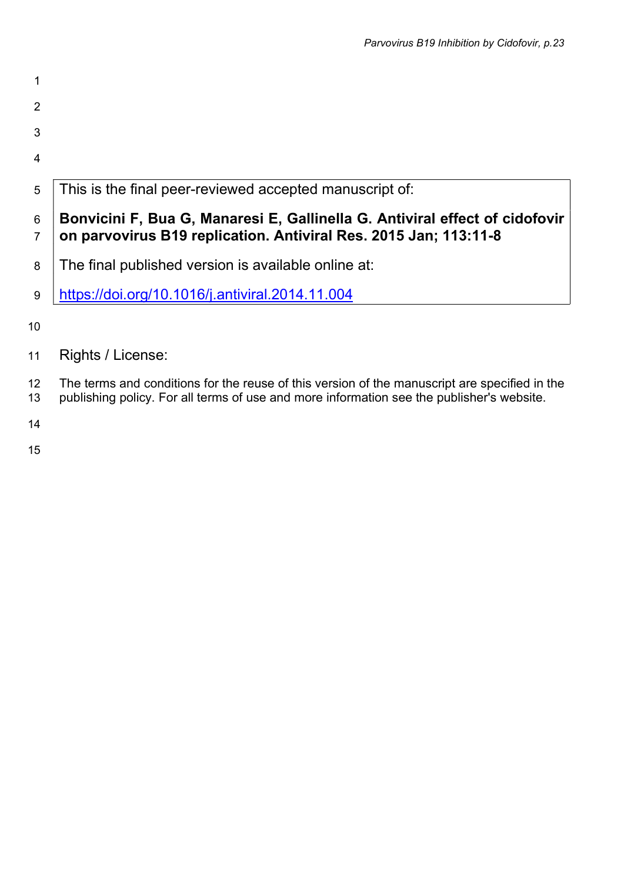This is the final peer-reviewed accepted manuscript of:

**Bonvicini F, Bua G, Manaresi E, Gallinella G. Antiviral effect of cidofovir on parvovirus B19 replication. Antiviral Res. 2015 Jan; 113:11-8**

The final published version is available online at:

https://doi.org/10.1016/j.antiviral.2014.11.004

Rights / License:

The terms and conditions for the reuse of this version of the manuscript are specified in the publishing policy. For all terms of use and more information see the publisher's website.